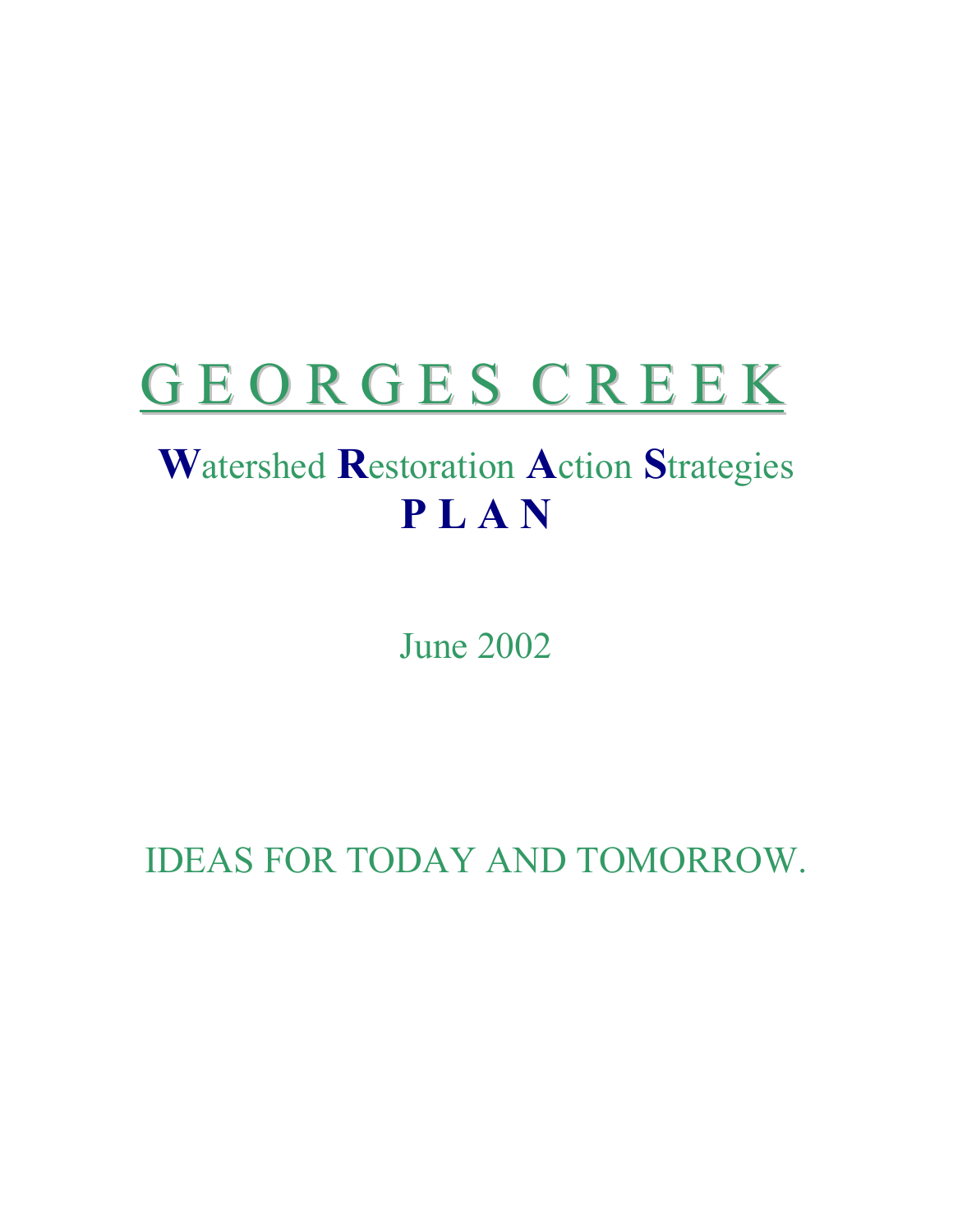# G E O R G E S C R E E K

## **W**atershed **R**estoration **A**ction **S**trategies
## **P L A N**

June 2002

IDEAS FOR TODAY AND TOMORROW.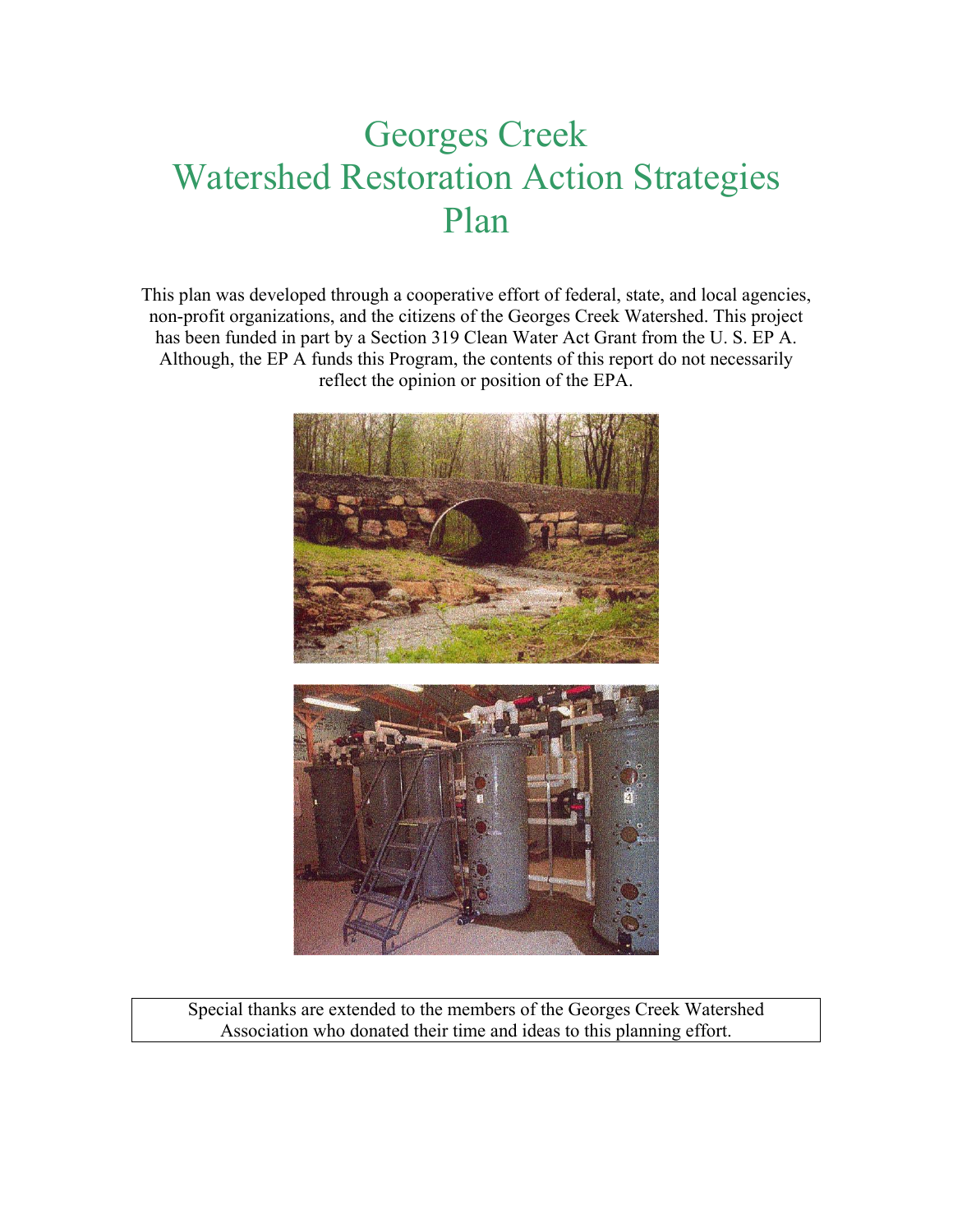# Georges Creek Watershed Restoration Action Strategies Plan

This plan was developed through a cooperative effort of federal, state, and local agencies, non-profit organizations, and the citizens of the Georges Creek Watershed. This project has been funded in part by a Section 319 Clean Water Act Grant from the U. S. EP A. Although, the EP A funds this Program, the contents of this report do not necessarily reflect the opinion or position of the EPA.

Special thanks are extended to the members of the Georges Creek Watershed Association who donated their time and ideas to this planning effort.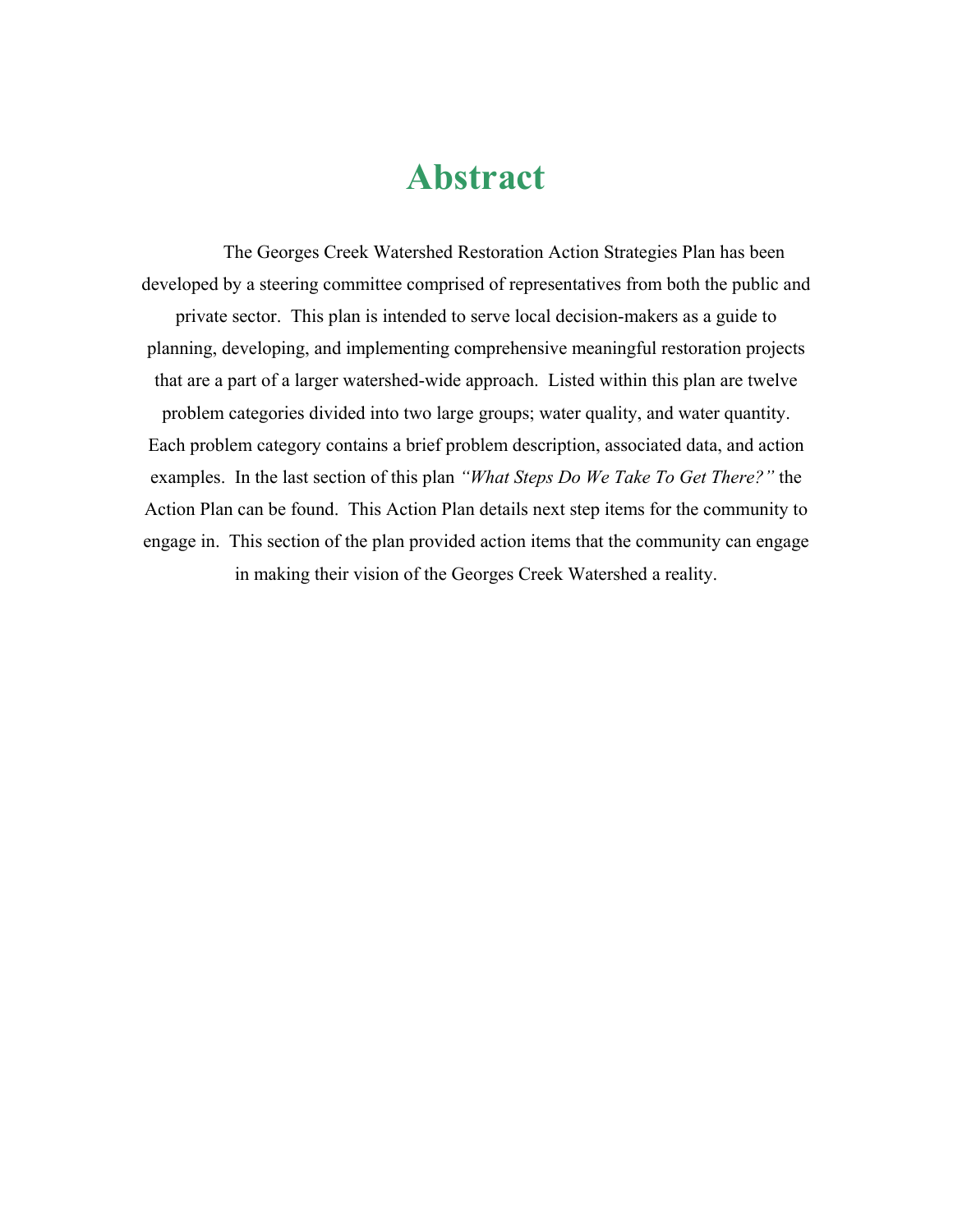# Abstract

The Georges Creek Watershed Restoration Action Strategies Plan has been developed by a steering committee comprised of representatives from both the public and private sector. This plan is intended to serve local decision-makers as a guide to planning, developing, and implementing comprehensive meaningful restoration projects that are a part of a larger watershed-wide approach. Listed within this plan are twelve problem categories divided into two large groups; water quality, and water quantity. Each problem category contains a brief problem description, associated data, and action examples. In the last section of this plan *"What Steps Do We Take To Get There?"* the Action Plan can be found. This Action Plan details next step items for the community to engage in. This section of the plan provided action items that the community can engage in making their vision of the Georges Creek Watershed a reality.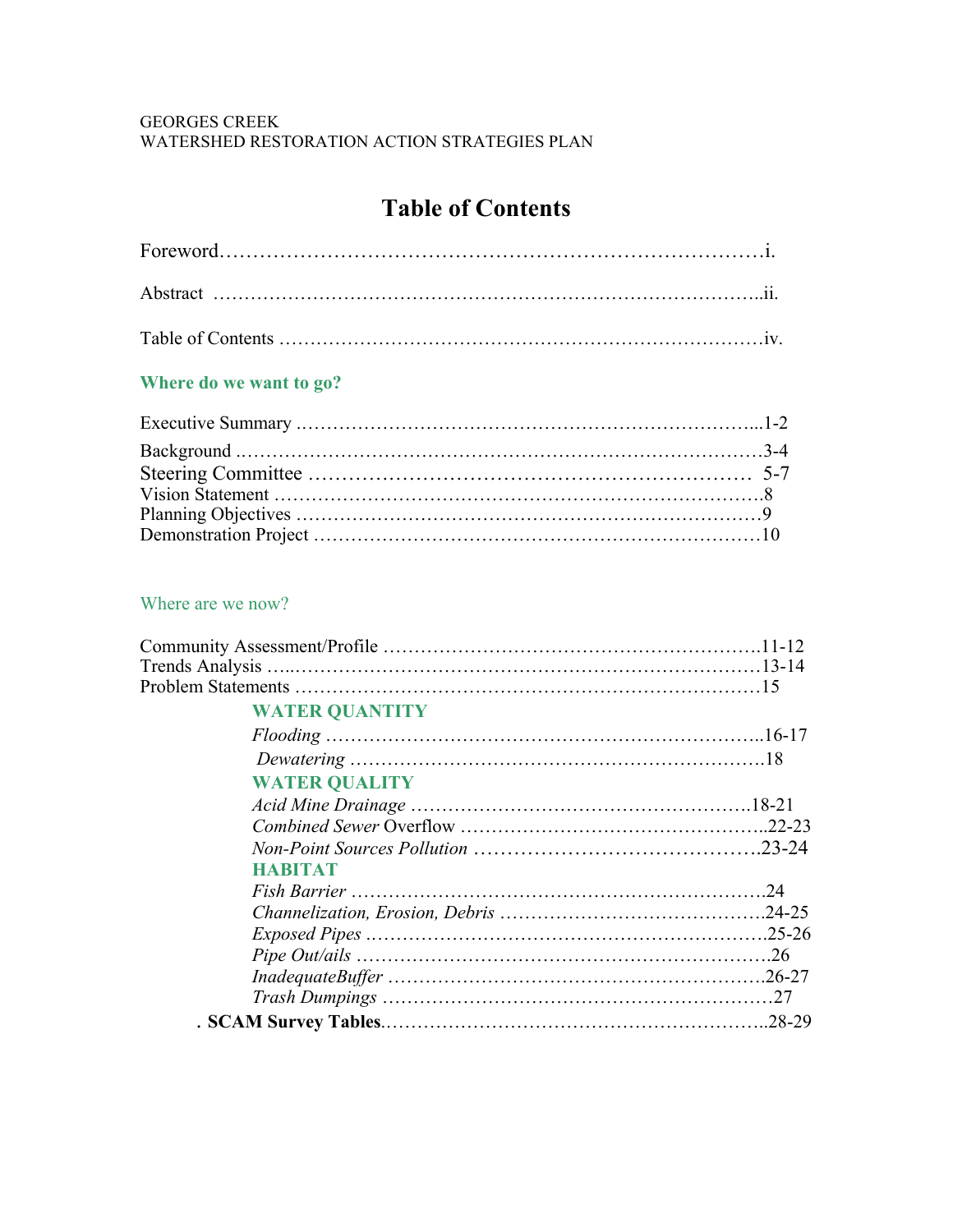GEORGES CREEK
WATERSHED RESTORATION ACTION STRATEGIES PLAN

# Table of Contents

Foreword……………………………………………………………………i.

Abstract ………………………………………………………………………..ii.

Table of Contents ……………………………………………………………………iv.

## Where do we want to go?

Executive Summary .………………………………………………………………...1-2

Background …………………………………………………………………………3-4
Steering Committee ………………………………………………………… 5-7
Vision Statement ………………………………………………………………….8
Planning Objectives ………………………………………………………………9
Demonstration Project ………………………………………………………………10

## Where are we now?

Community Assessment/Profile …………………………………………………..11-12
Trends Analysis …..……………………………………………………………13-14
Problem Statements ………………………………………………………………15

**WATER QUANTITY**

*Flooding* ……………………………………………………………..16-17
*Dewatering* …………………………………………………………18

**WATER QUALITY**

*Acid Mine Drainage* ……………………………………………….18-21
*Combined Sewer* Overflow …………………………………………..22-23
*Non-Point Sources Pollution* …………………………………….23-24

**HABITAT**

*Fish Barrier* …………………………………………………………24
*Channelization, Erosion, Debris* ……………………………………24-25
*Exposed Pipes* .……………………………………………………….25-26
*Pipe Out/ails* ………………………………………………………….26
*InadequateBuffer* ……………………………………………………26-27
*Trash Dumpings* ………………………………………………………27

. **SCAM Survey Tables**……………………………………………………..28-29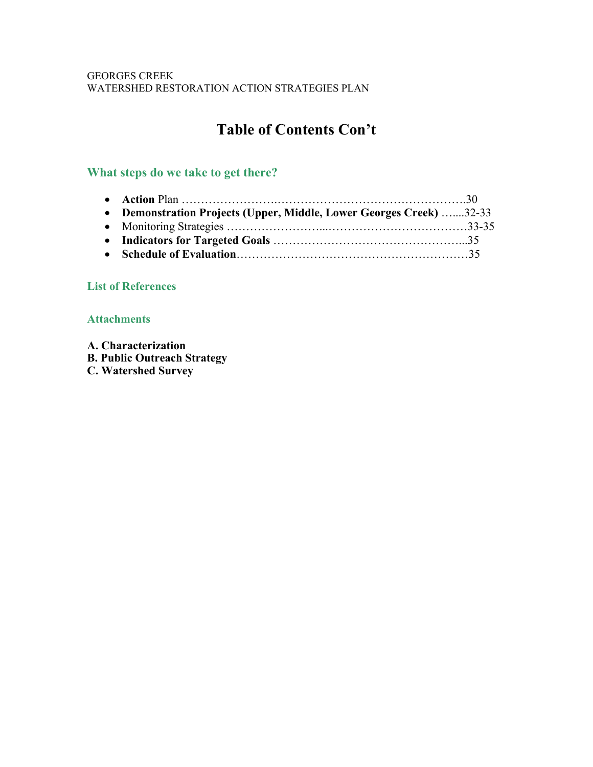GEORGES CREEK
WATERSHED RESTORATION ACTION STRATEGIES PLAN

# Table of Contents Con't

## What steps do we take to get there?

- **Action** Plan ……………………..………………………………………….30
- **Demonstration Projects (Upper, Middle, Lower Georges Creek)** …....32-33
- Monitoring Strategies ……………………...………………………………33-35
- **Indicators for Targeted Goals** ……………………………………………...35
- **Schedule of Evaluation**……………………………………………………35

## List of References

## Attachments

**A. Characterization**
**B. Public Outreach Strategy**
**C. Watershed Survey**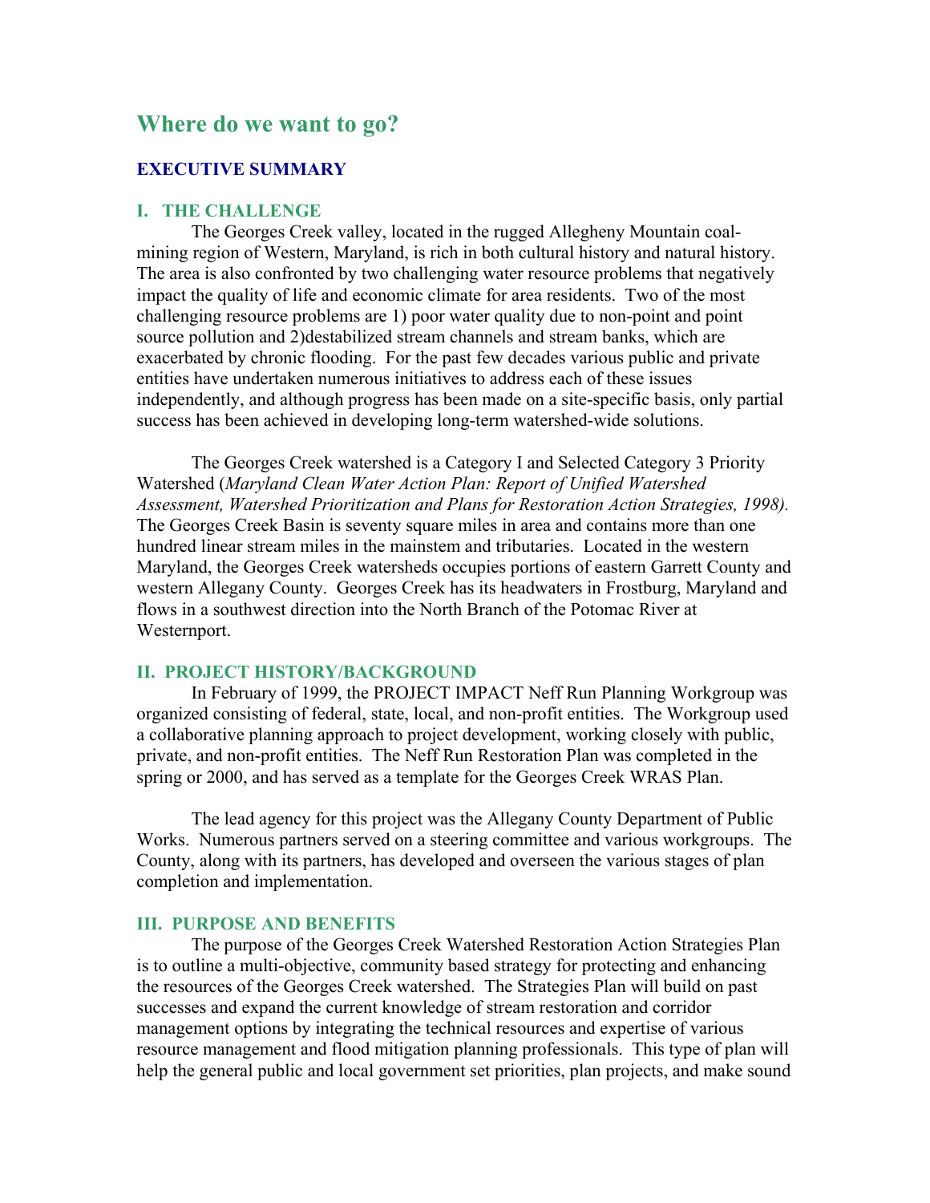# Where do we want to go?

## EXECUTIVE SUMMARY

### I. THE CHALLENGE

The Georges Creek valley, located in the rugged Allegheny Mountain coal-mining region of Western, Maryland, is rich in both cultural history and natural history. The area is also confronted by two challenging water resource problems that negatively impact the quality of life and economic climate for area residents. Two of the most challenging resource problems are 1) poor water quality due to non-point and point source pollution and 2)destabilized stream channels and stream banks, which are exacerbated by chronic flooding. For the past few decades various public and private entities have undertaken numerous initiatives to address each of these issues independently, and although progress has been made on a site-specific basis, only partial success has been achieved in developing long-term watershed-wide solutions.

The Georges Creek watershed is a Category I and Selected Category 3 Priority Watershed (*Maryland Clean Water Action Plan: Report of Unified Watershed Assessment, Watershed Prioritization and Plans for Restoration Action Strategies, 1998).* The Georges Creek Basin is seventy square miles in area and contains more than one hundred linear stream miles in the mainstem and tributaries. Located in the western Maryland, the Georges Creek watersheds occupies portions of eastern Garrett County and western Allegany County. Georges Creek has its headwaters in Frostburg, Maryland and flows in a southwest direction into the North Branch of the Potomac River at Westernport.

### II. PROJECT HISTORY/BACKGROUND

In February of 1999, the PROJECT IMPACT Neff Run Planning Workgroup was organized consisting of federal, state, local, and non-profit entities. The Workgroup used a collaborative planning approach to project development, working closely with public, private, and non-profit entities. The Neff Run Restoration Plan was completed in the spring or 2000, and has served as a template for the Georges Creek WRAS Plan.

The lead agency for this project was the Allegany County Department of Public Works. Numerous partners served on a steering committee and various workgroups. The County, along with its partners, has developed and overseen the various stages of plan completion and implementation.

### III. PURPOSE AND BENEFITS

The purpose of the Georges Creek Watershed Restoration Action Strategies Plan is to outline a multi-objective, community based strategy for protecting and enhancing the resources of the Georges Creek watershed. The Strategies Plan will build on past successes and expand the current knowledge of stream restoration and corridor management options by integrating the technical resources and expertise of various resource management and flood mitigation planning professionals. This type of plan will help the general public and local government set priorities, plan projects, and make sound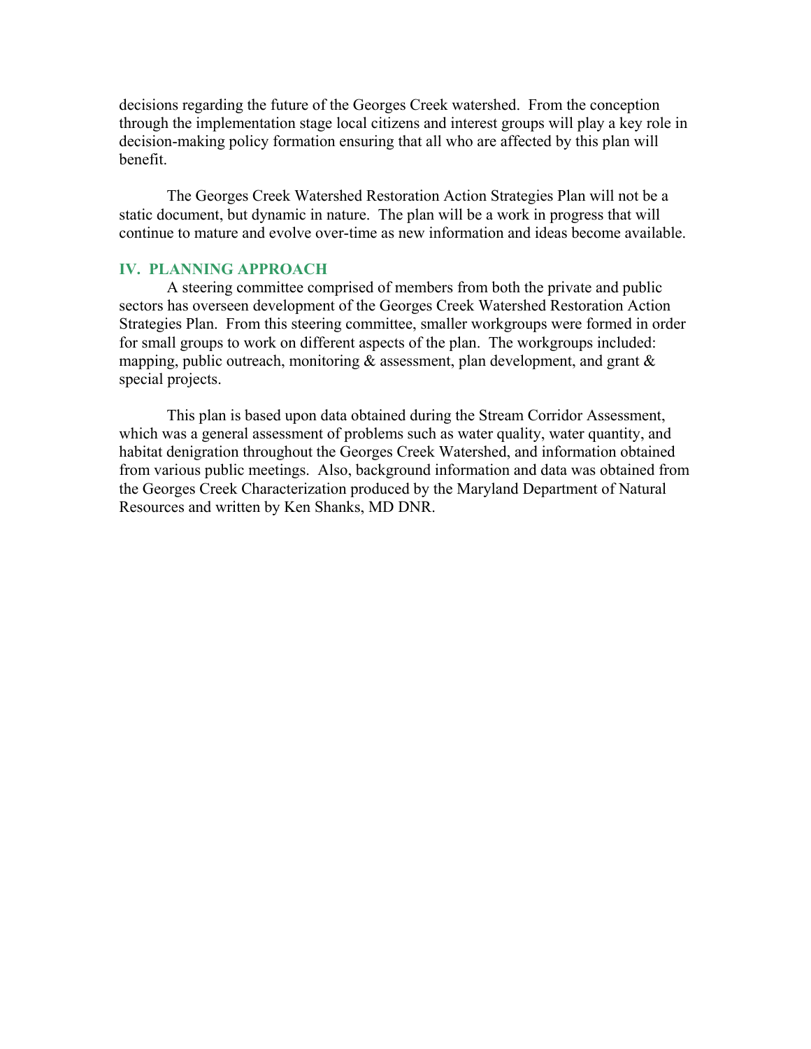decisions regarding the future of the Georges Creek watershed. From the conception through the implementation stage local citizens and interest groups will play a key role in decision-making policy formation ensuring that all who are affected by this plan will benefit.

The Georges Creek Watershed Restoration Action Strategies Plan will not be a static document, but dynamic in nature. The plan will be a work in progress that will continue to mature and evolve over-time as new information and ideas become available.

## IV. PLANNING APPROACH

A steering committee comprised of members from both the private and public sectors has overseen development of the Georges Creek Watershed Restoration Action Strategies Plan. From this steering committee, smaller workgroups were formed in order for small groups to work on different aspects of the plan. The workgroups included: mapping, public outreach, monitoring & assessment, plan development, and grant & special projects.

This plan is based upon data obtained during the Stream Corridor Assessment, which was a general assessment of problems such as water quality, water quantity, and habitat denigration throughout the Georges Creek Watershed, and information obtained from various public meetings. Also, background information and data was obtained from the Georges Creek Characterization produced by the Maryland Department of Natural Resources and written by Ken Shanks, MD DNR.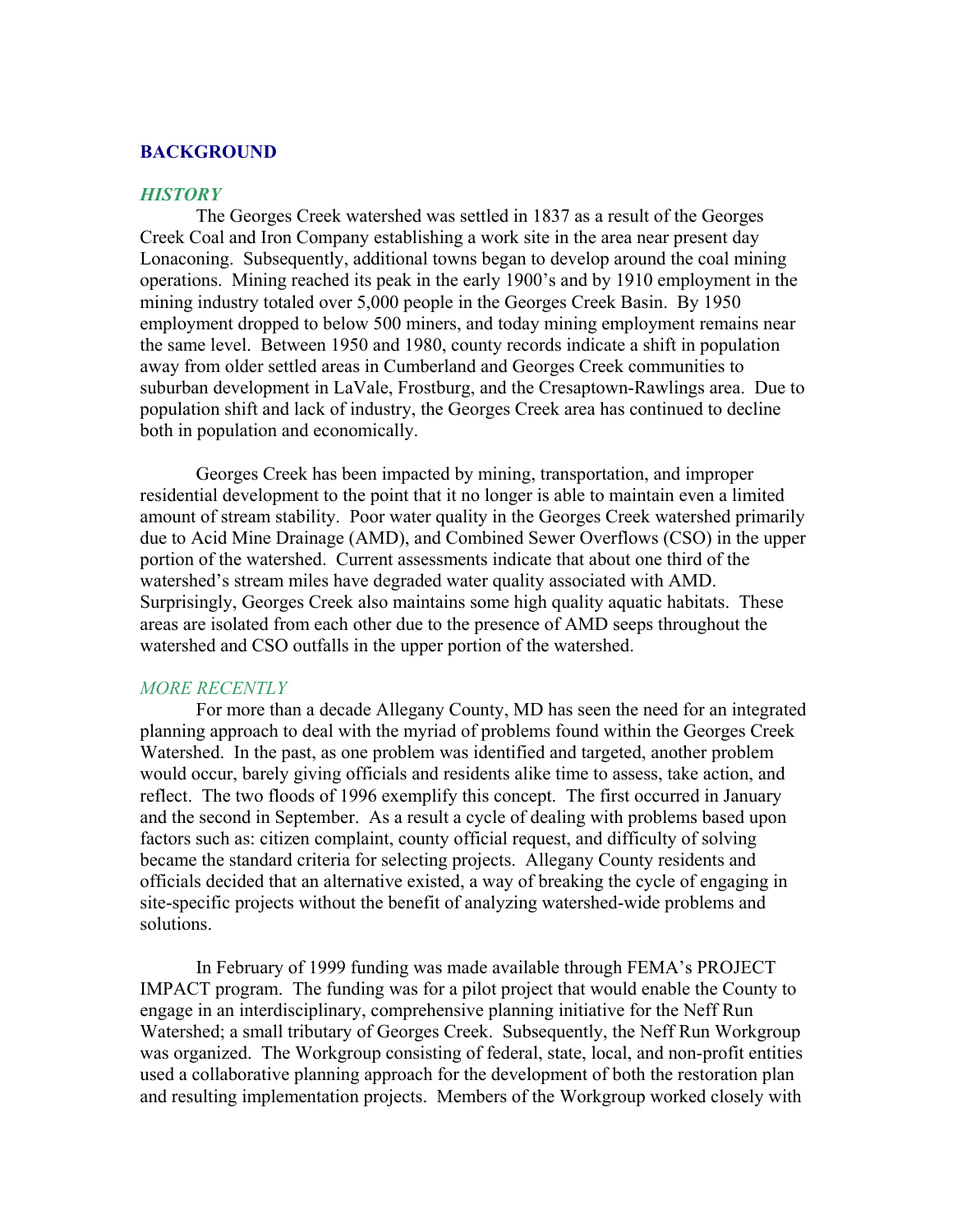## BACKGROUND

### *HISTORY*

The Georges Creek watershed was settled in 1837 as a result of the Georges Creek Coal and Iron Company establishing a work site in the area near present day Lonaconing. Subsequently, additional towns began to develop around the coal mining operations. Mining reached its peak in the early 1900's and by 1910 employment in the mining industry totaled over 5,000 people in the Georges Creek Basin. By 1950 employment dropped to below 500 miners, and today mining employment remains near the same level. Between 1950 and 1980, county records indicate a shift in population away from older settled areas in Cumberland and Georges Creek communities to suburban development in LaVale, Frostburg, and the Cresaptown-Rawlings area. Due to population shift and lack of industry, the Georges Creek area has continued to decline both in population and economically.

Georges Creek has been impacted by mining, transportation, and improper residential development to the point that it no longer is able to maintain even a limited amount of stream stability. Poor water quality in the Georges Creek watershed primarily due to Acid Mine Drainage (AMD), and Combined Sewer Overflows (CSO) in the upper portion of the watershed. Current assessments indicate that about one third of the watershed's stream miles have degraded water quality associated with AMD. Surprisingly, Georges Creek also maintains some high quality aquatic habitats. These areas are isolated from each other due to the presence of AMD seeps throughout the watershed and CSO outfalls in the upper portion of the watershed.

### *MORE RECENTLY*

For more than a decade Allegany County, MD has seen the need for an integrated planning approach to deal with the myriad of problems found within the Georges Creek Watershed. In the past, as one problem was identified and targeted, another problem would occur, barely giving officials and residents alike time to assess, take action, and reflect. The two floods of 1996 exemplify this concept. The first occurred in January and the second in September. As a result a cycle of dealing with problems based upon factors such as: citizen complaint, county official request, and difficulty of solving became the standard criteria for selecting projects. Allegany County residents and officials decided that an alternative existed, a way of breaking the cycle of engaging in site-specific projects without the benefit of analyzing watershed-wide problems and solutions.

In February of 1999 funding was made available through FEMA's PROJECT IMPACT program. The funding was for a pilot project that would enable the County to engage in an interdisciplinary, comprehensive planning initiative for the Neff Run Watershed; a small tributary of Georges Creek. Subsequently, the Neff Run Workgroup was organized. The Workgroup consisting of federal, state, local, and non-profit entities used a collaborative planning approach for the development of both the restoration plan and resulting implementation projects. Members of the Workgroup worked closely with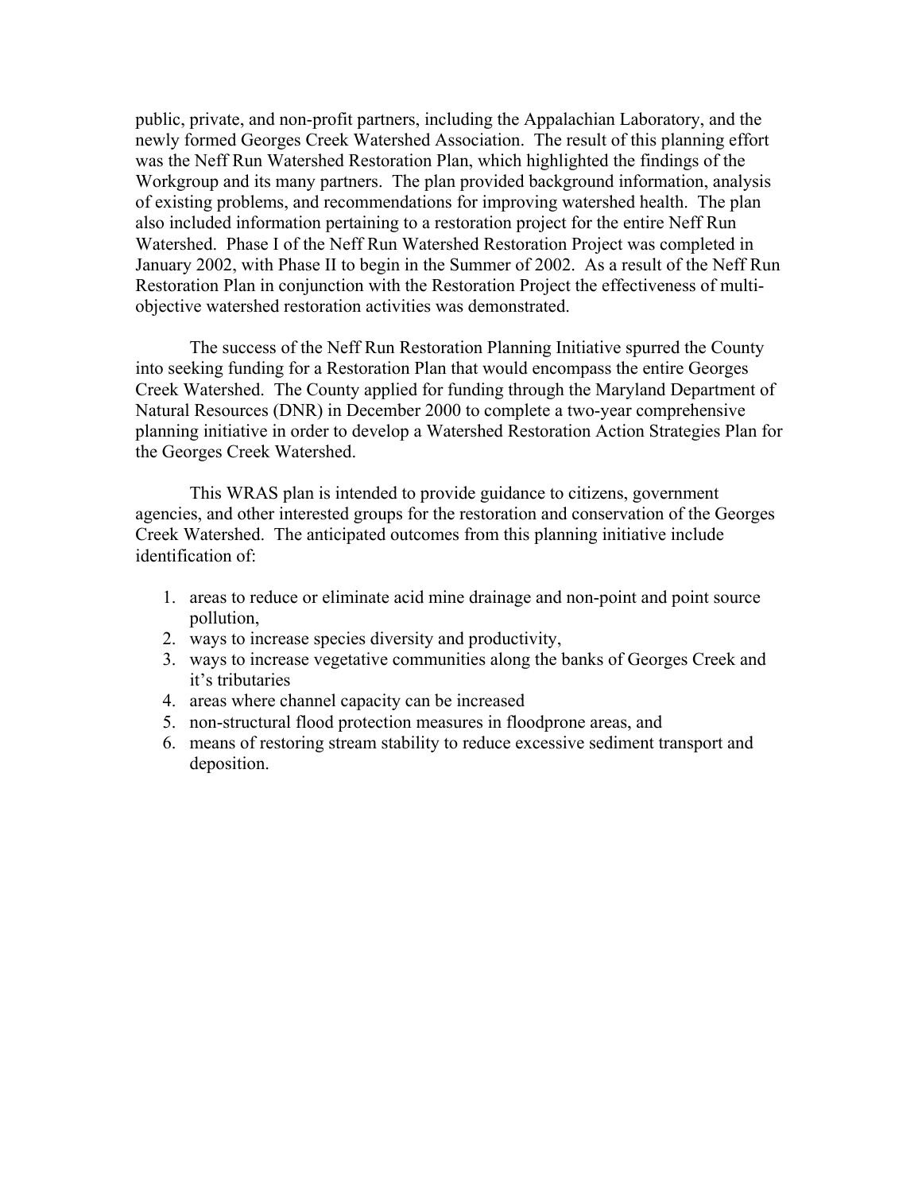public, private, and non-profit partners, including the Appalachian Laboratory, and the newly formed Georges Creek Watershed Association. The result of this planning effort was the Neff Run Watershed Restoration Plan, which highlighted the findings of the Workgroup and its many partners. The plan provided background information, analysis of existing problems, and recommendations for improving watershed health. The plan also included information pertaining to a restoration project for the entire Neff Run Watershed. Phase I of the Neff Run Watershed Restoration Project was completed in January 2002, with Phase II to begin in the Summer of 2002. As a result of the Neff Run Restoration Plan in conjunction with the Restoration Project the effectiveness of multi-objective watershed restoration activities was demonstrated.

The success of the Neff Run Restoration Planning Initiative spurred the County into seeking funding for a Restoration Plan that would encompass the entire Georges Creek Watershed. The County applied for funding through the Maryland Department of Natural Resources (DNR) in December 2000 to complete a two-year comprehensive planning initiative in order to develop a Watershed Restoration Action Strategies Plan for the Georges Creek Watershed.

This WRAS plan is intended to provide guidance to citizens, government agencies, and other interested groups for the restoration and conservation of the Georges Creek Watershed. The anticipated outcomes from this planning initiative include identification of:

1. areas to reduce or eliminate acid mine drainage and non-point and point source pollution,
2. ways to increase species diversity and productivity,
3. ways to increase vegetative communities along the banks of Georges Creek and it's tributaries
4. areas where channel capacity can be increased
5. non-structural flood protection measures in floodprone areas, and
6. means of restoring stream stability to reduce excessive sediment transport and deposition.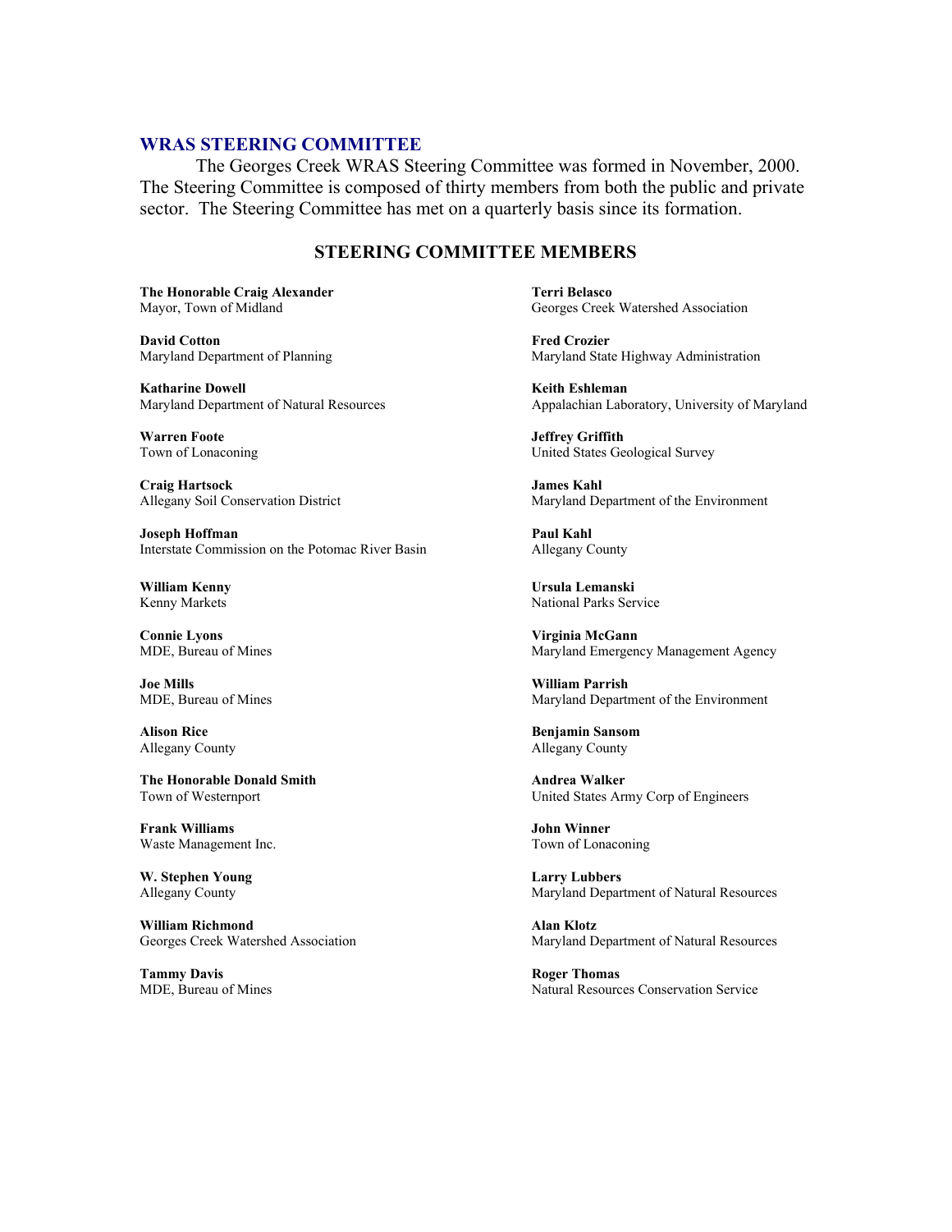## WRAS STEERING COMMITTEE

The Georges Creek WRAS Steering Committee was formed in November, 2000. The Steering Committee is composed of thirty members from both the public and private sector. The Steering Committee has met on a quarterly basis since its formation.

### STEERING COMMITTEE MEMBERS

**The Honorable Craig Alexander**
Mayor, Town of Midland

**Terri Belasco**
Georges Creek Watershed Association

**David Cotton**
Maryland Department of Planning

**Fred Crozier**
Maryland State Highway Administration

**Katharine Dowell**
Maryland Department of Natural Resources

**Keith Eshleman**
Appalachian Laboratory, University of Maryland

**Warren Foote**
Town of Lonaconing

**Jeffrey Griffith**
United States Geological Survey

**Craig Hartsock**
Allegany Soil Conservation District

**James Kahl**
Maryland Department of the Environment

**Joseph Hoffman**
Interstate Commission on the Potomac River Basin

**Paul Kahl**
Allegany County

**William Kenny**
Kenny Markets

**Ursula Lemanski**
National Parks Service

**Connie Lyons**
MDE, Bureau of Mines

**Virginia McGann**
Maryland Emergency Management Agency

**Joe Mills**
MDE, Bureau of Mines

**William Parrish**
Maryland Department of the Environment

**Alison Rice**
Allegany County

**Benjamin Sansom**
Allegany County

**The Honorable Donald Smith**
Town of Westernport

**Andrea Walker**
United States Army Corp of Engineers

**Frank Williams**
Waste Management Inc.

**John Winner**
Town of Lonaconing

**W. Stephen Young**
Allegany County

**Larry Lubbers**
Maryland Department of Natural Resources

**William Richmond**
Georges Creek Watershed Association

**Alan Klotz**
Maryland Department of Natural Resources

**Tammy Davis**
MDE, Bureau of Mines

**Roger Thomas**
Natural Resources Conservation Service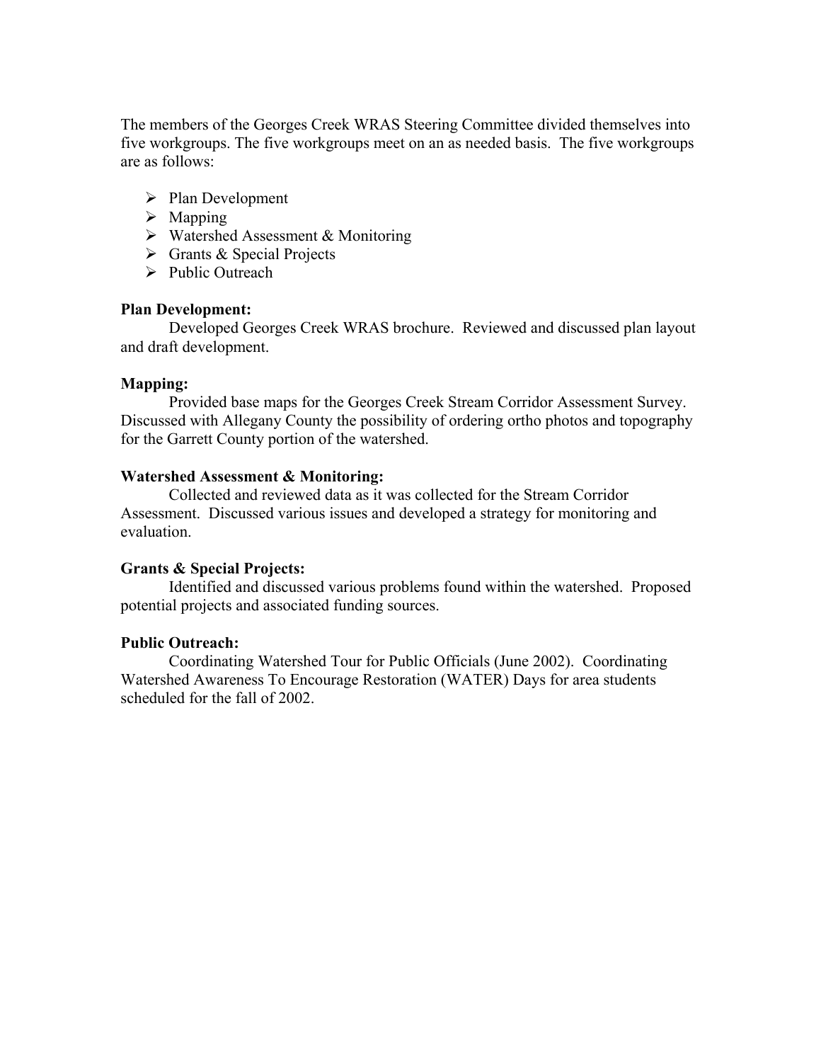The members of the Georges Creek WRAS Steering Committee divided themselves into five workgroups. The five workgroups meet on an as needed basis. The five workgroups are as follows:

- Plan Development
- Mapping
- Watershed Assessment & Monitoring
- Grants & Special Projects
- Public Outreach

**Plan Development:**

Developed Georges Creek WRAS brochure. Reviewed and discussed plan layout and draft development.

**Mapping:**

Provided base maps for the Georges Creek Stream Corridor Assessment Survey. Discussed with Allegany County the possibility of ordering ortho photos and topography for the Garrett County portion of the watershed.

**Watershed Assessment & Monitoring:**

Collected and reviewed data as it was collected for the Stream Corridor Assessment. Discussed various issues and developed a strategy for monitoring and evaluation.

**Grants & Special Projects:**

Identified and discussed various problems found within the watershed. Proposed potential projects and associated funding sources.

**Public Outreach:**

Coordinating Watershed Tour for Public Officials (June 2002). Coordinating Watershed Awareness To Encourage Restoration (WATER) Days for area students scheduled for the fall of 2002.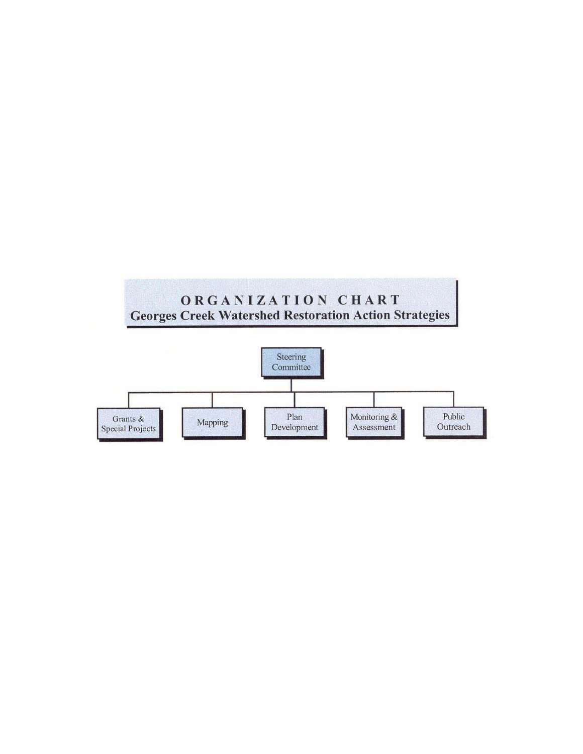# ORGANIZATION CHART

## Georges Creek Watershed Restoration Action Strategies

- Steering Committee
  - Grants & Special Projects
  - Mapping
  - Plan Development
  - Monitoring & Assessment
  - Public Outreach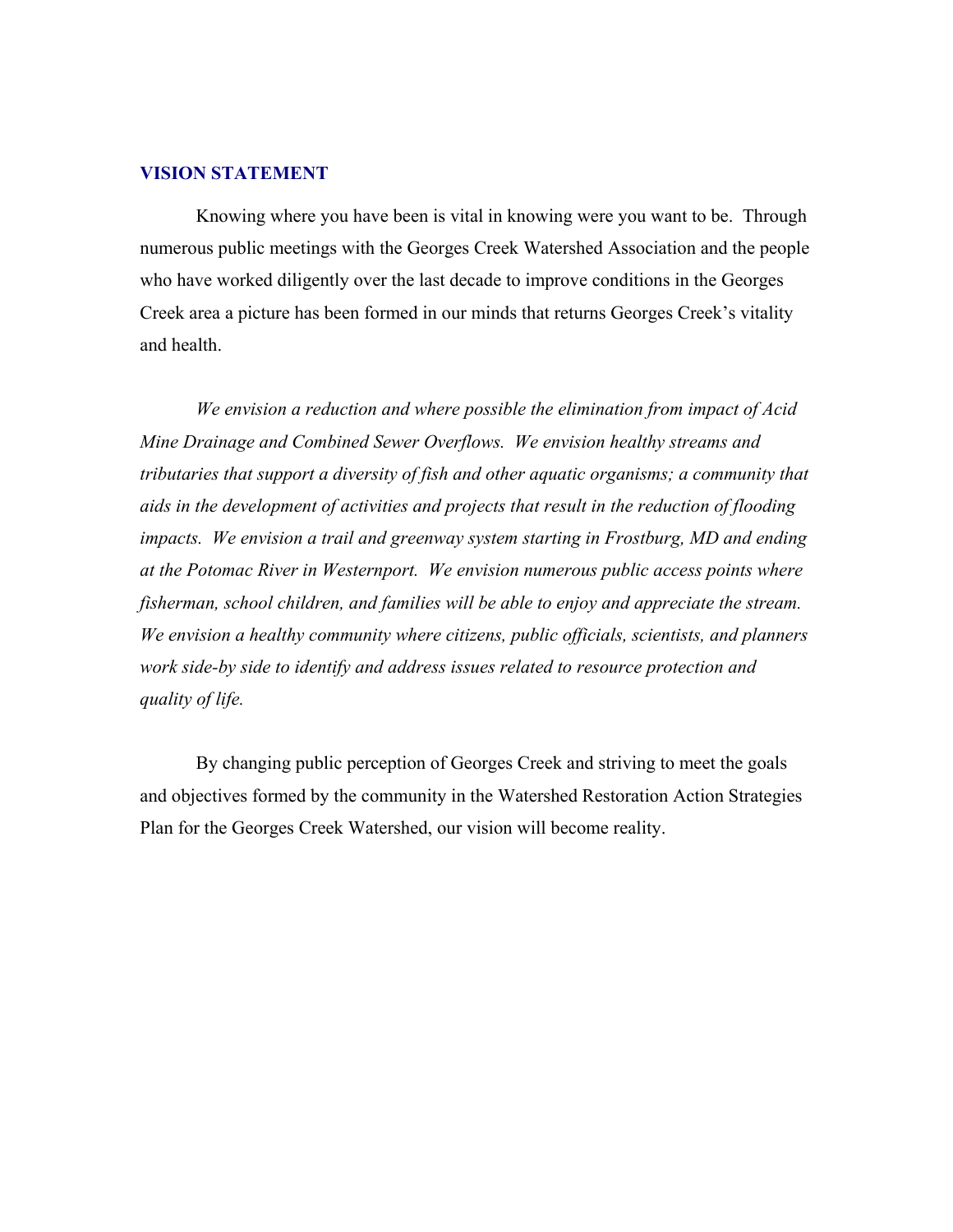## VISION STATEMENT

Knowing where you have been is vital in knowing were you want to be. Through numerous public meetings with the Georges Creek Watershed Association and the people who have worked diligently over the last decade to improve conditions in the Georges Creek area a picture has been formed in our minds that returns Georges Creek's vitality and health.

*We envision a reduction and where possible the elimination from impact of Acid Mine Drainage and Combined Sewer Overflows. We envision healthy streams and tributaries that support a diversity of fish and other aquatic organisms; a community that aids in the development of activities and projects that result in the reduction of flooding impacts. We envision a trail and greenway system starting in Frostburg, MD and ending at the Potomac River in Westernport. We envision numerous public access points where fisherman, school children, and families will be able to enjoy and appreciate the stream. We envision a healthy community where citizens, public officials, scientists, and planners work side-by side to identify and address issues related to resource protection and quality of life.*

By changing public perception of Georges Creek and striving to meet the goals and objectives formed by the community in the Watershed Restoration Action Strategies Plan for the Georges Creek Watershed, our vision will become reality.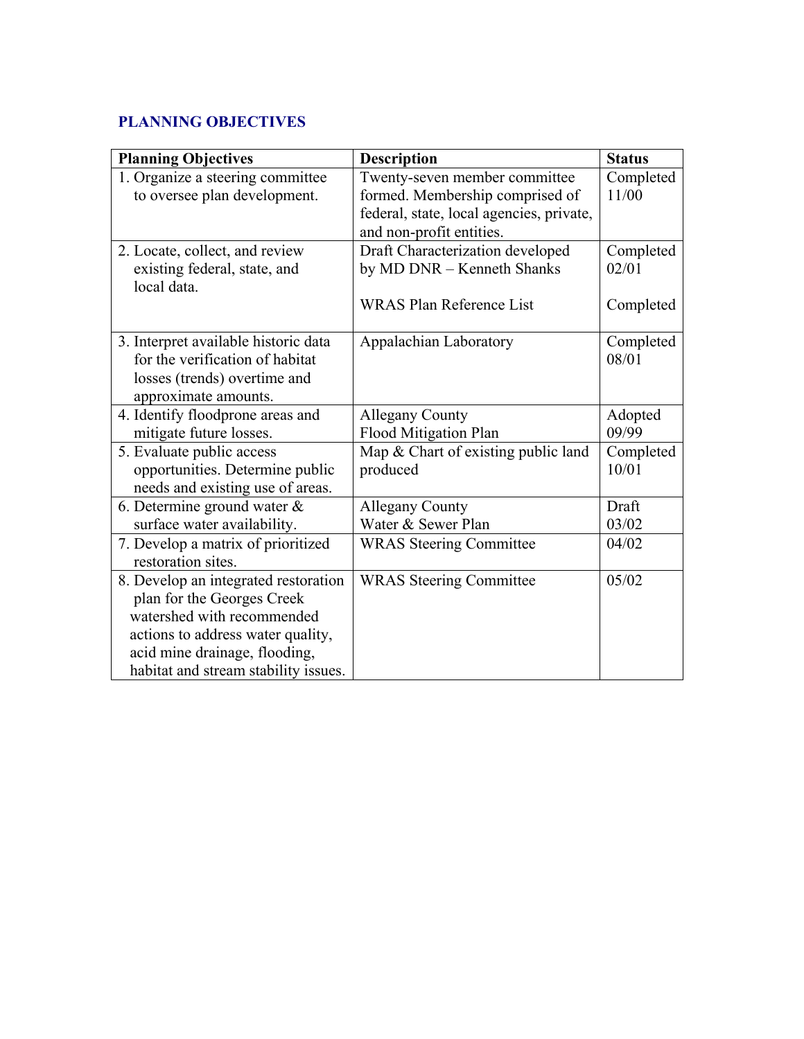## PLANNING OBJECTIVES

| Planning Objectives | Description | Status |
|---|---|---|
| 1. Organize a steering committee to oversee plan development. | Twenty-seven member committee formed. Membership comprised of federal, state, local agencies, private, and non-profit entities. | Completed 11/00 |
| 2. Locate, collect, and review existing federal, state, and local data. | Draft Characterization developed by MD DNR – Kenneth Shanks<br><br>WRAS Plan Reference List | Completed 02/01<br><br>Completed |
| 3. Interpret available historic data for the verification of habitat losses (trends) overtime and approximate amounts. | Appalachian Laboratory | Completed 08/01 |
| 4. Identify floodprone areas and mitigate future losses. | Allegany County Flood Mitigation Plan | Adopted 09/99 |
| 5. Evaluate public access opportunities. Determine public needs and existing use of areas. | Map & Chart of existing public land produced | Completed 10/01 |
| 6. Determine ground water & surface water availability. | Allegany County Water & Sewer Plan | Draft 03/02 |
| 7. Develop a matrix of prioritized restoration sites. | WRAS Steering Committee | 04/02 |
| 8. Develop an integrated restoration plan for the Georges Creek watershed with recommended actions to address water quality, acid mine drainage, flooding, habitat and stream stability issues. | WRAS Steering Committee | 05/02 |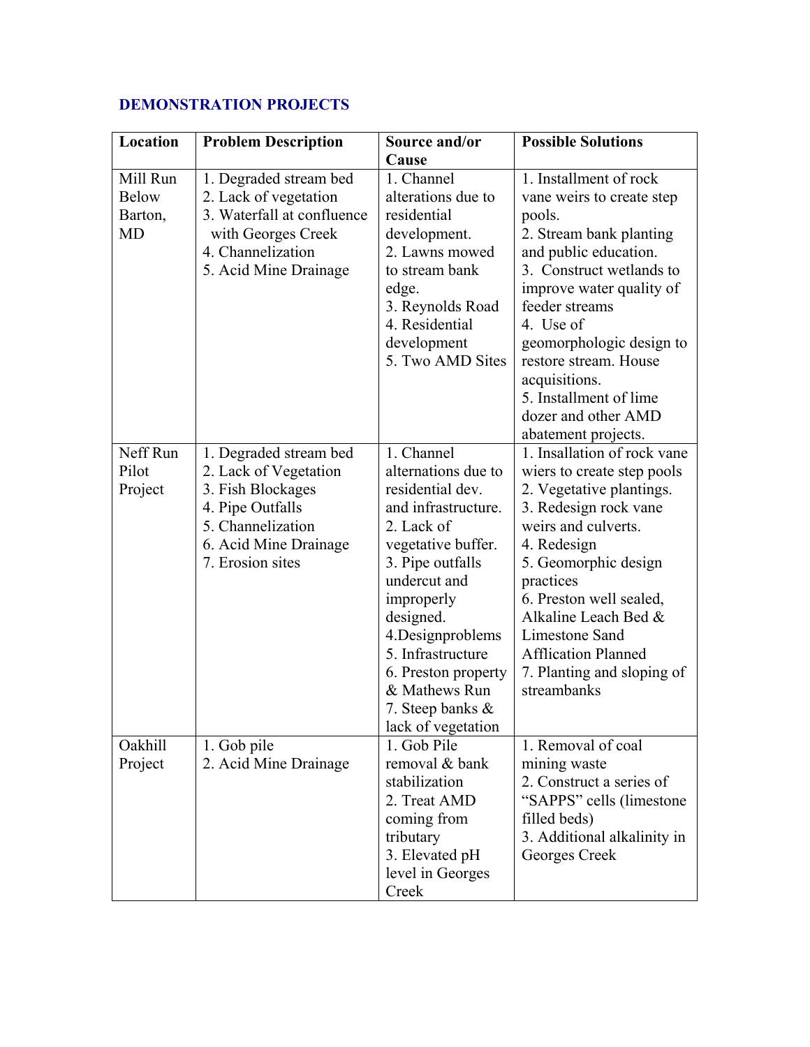## DEMONSTRATION PROJECTS

| Location | Problem Description | Source and/or Cause | Possible Solutions |
|---|---|---|---|
| Mill Run Below Barton, MD | 1. Degraded stream bed<br>2. Lack of vegetation<br>3. Waterfall at confluence with Georges Creek<br>4. Channelization<br>5. Acid Mine Drainage | 1. Channel alterations due to residential development.<br>2. Lawns mowed to stream bank edge.<br>3. Reynolds Road<br>4. Residential development<br>5. Two AMD Sites | 1. Installment of rock vane weirs to create step pools.<br>2. Stream bank planting and public education.<br>3. Construct wetlands to improve water quality of feeder streams<br>4. Use of geomorphologic design to restore stream. House acquisitions.<br>5. Installment of lime dozer and other AMD abatement projects. |
| Neff Run Pilot Project | 1. Degraded stream bed<br>2. Lack of Vegetation<br>3. Fish Blockages<br>4. Pipe Outfalls<br>5. Channelization<br>6. Acid Mine Drainage<br>7. Erosion sites | 1. Channel alternations due to residential dev. and infrastructure.<br>2. Lack of vegetative buffer.<br>3. Pipe outfalls undercut and improperly designed.<br>4.Designproblems<br>5. Infrastructure<br>6. Preston property & Mathews Run<br>7. Steep banks & lack of vegetation | 1. Insallation of rock vane wiers to create step pools<br>2. Vegetative plantings.<br>3. Redesign rock vane weirs and culverts.<br>4. Redesign<br>5. Geomorphic design practices<br>6. Preston well sealed, Alkaline Leach Bed & Limestone Sand Affication Planned<br>7. Planting and sloping of streambanks |
| Oakhill Project | 1. Gob pile<br>2. Acid Mine Drainage | 1. Gob Pile removal & bank stabilization<br>2. Treat AMD coming from tributary<br>3. Elevated pH level in Georges Creek | 1. Removal of coal mining waste<br>2. Construct a series of "SAPPS" cells (limestone filled beds)<br>3. Additional alkalinity in Georges Creek |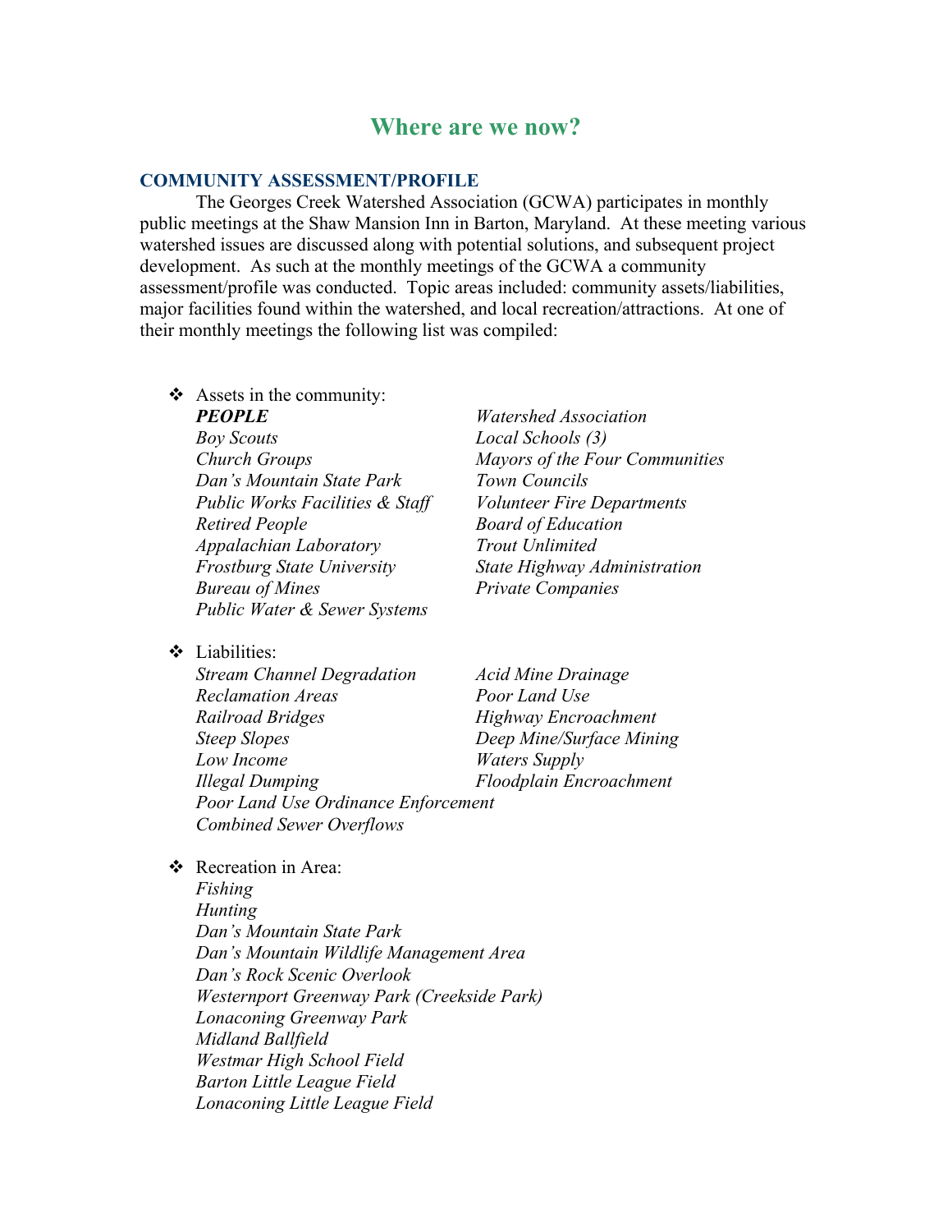# Where are we now?

## COMMUNITY ASSESSMENT/PROFILE

The Georges Creek Watershed Association (GCWA) participates in monthly public meetings at the Shaw Mansion Inn in Barton, Maryland. At these meeting various watershed issues are discussed along with potential solutions, and subsequent project development. As such at the monthly meetings of the GCWA a community assessment/profile was conducted. Topic areas included: community assets/liabilities, major facilities found within the watershed, and local recreation/attractions. At one of their monthly meetings the following list was compiled:

- Assets in the community:
  - ***PEOPLE***
  - *Boy Scouts*
  - *Church Groups*
  - *Dan's Mountain State Park*
  - *Public Works Facilities & Staff*
  - *Retired People*
  - *Appalachian Laboratory*
  - *Frostburg State University*
  - *Bureau of Mines*
  - *Public Water & Sewer Systems*
  - *Watershed Association*
  - *Local Schools (3)*
  - *Mayors of the Four Communities*
  - *Town Councils*
  - *Volunteer Fire Departments*
  - *Board of Education*
  - *Trout Unlimited*
  - *State Highway Administration*
  - *Private Companies*

- Liabilities:
  - *Stream Channel Degradation*
  - *Reclamation Areas*
  - *Railroad Bridges*
  - *Steep Slopes*
  - *Low Income*
  - *Illegal Dumping*
  - *Acid Mine Drainage*
  - *Poor Land Use*
  - *Highway Encroachment*
  - *Deep Mine/Surface Mining*
  - *Waters Supply*
  - *Floodplain Encroachment*
  - *Poor Land Use Ordinance Enforcement*
  - *Combined Sewer Overflows*

- Recreation in Area:
  - *Fishing*
  - *Hunting*
  - *Dan's Mountain State Park*
  - *Dan's Mountain Wildlife Management Area*
  - *Dan's Rock Scenic Overlook*
  - *Westernport Greenway Park (Creekside Park)*
  - *Lonaconing Greenway Park*
  - *Midland Ballfield*
  - *Westmar High School Field*
  - *Barton Little League Field*
  - *Lonaconing Little League Field*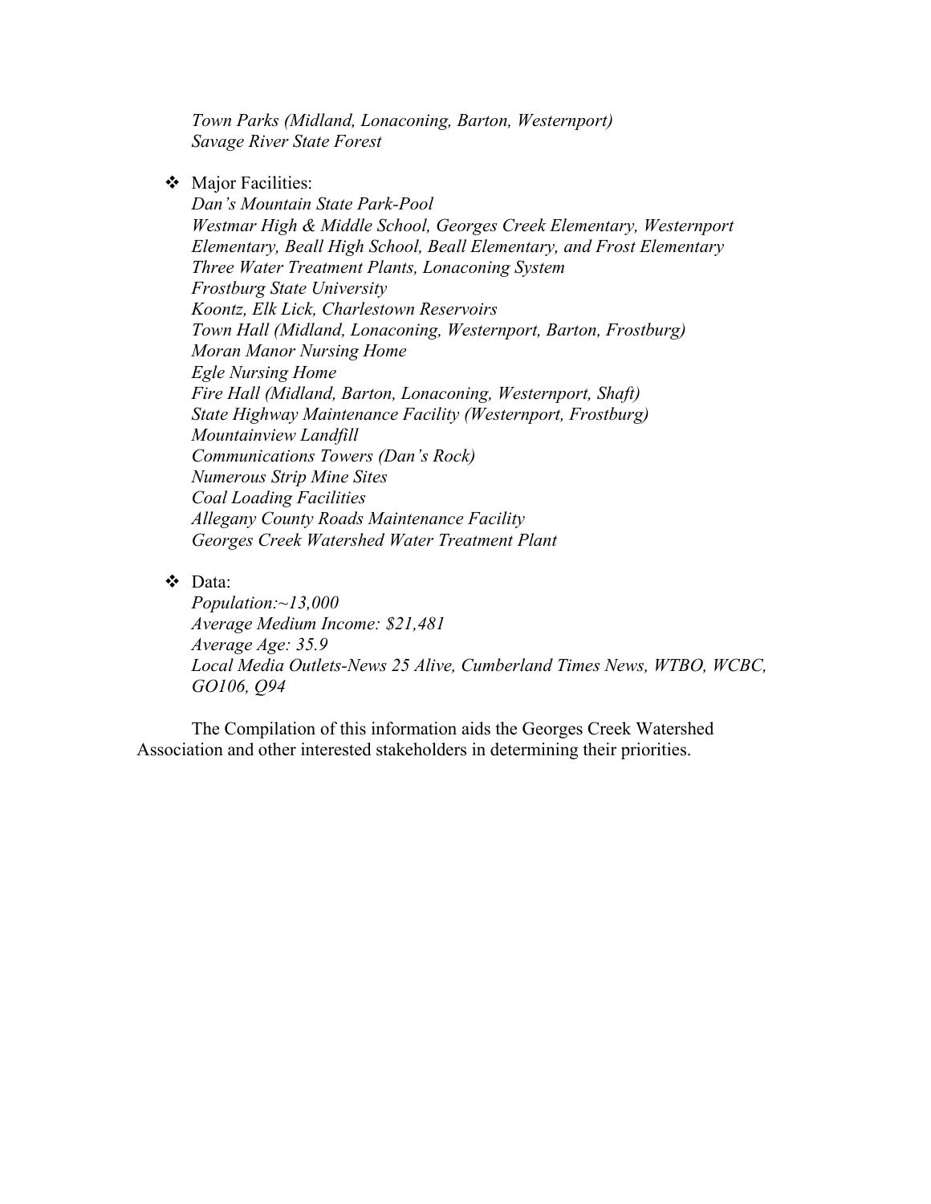*Town Parks (Midland, Lonaconing, Barton, Westernport)*
*Savage River State Forest*

- Major Facilities:
  *Dan's Mountain State Park-Pool*
  *Westmar High & Middle School, Georges Creek Elementary, Westernport Elementary, Beall High School, Beall Elementary, and Frost Elementary*
  *Three Water Treatment Plants, Lonaconing System*
  *Frostburg State University*
  *Koontz, Elk Lick, Charlestown Reservoirs*
  *Town Hall (Midland, Lonaconing, Westernport, Barton, Frostburg)*
  *Moran Manor Nursing Home*
  *Egle Nursing Home*
  *Fire Hall (Midland, Barton, Lonaconing, Westernport, Shaft)*
  *State Highway Maintenance Facility (Westernport, Frostburg)*
  *Mountainview Landfill*
  *Communications Towers (Dan's Rock)*
  *Numerous Strip Mine Sites*
  *Coal Loading Facilities*
  *Allegany County Roads Maintenance Facility*
  *Georges Creek Watershed Water Treatment Plant*

- Data:
  *Population:~13,000*
  *Average Medium Income: $21,481*
  *Average Age: 35.9*
  *Local Media Outlets-News 25 Alive, Cumberland Times News, WTBO, WCBC, GO106, Q94*

The Compilation of this information aids the Georges Creek Watershed Association and other interested stakeholders in determining their priorities.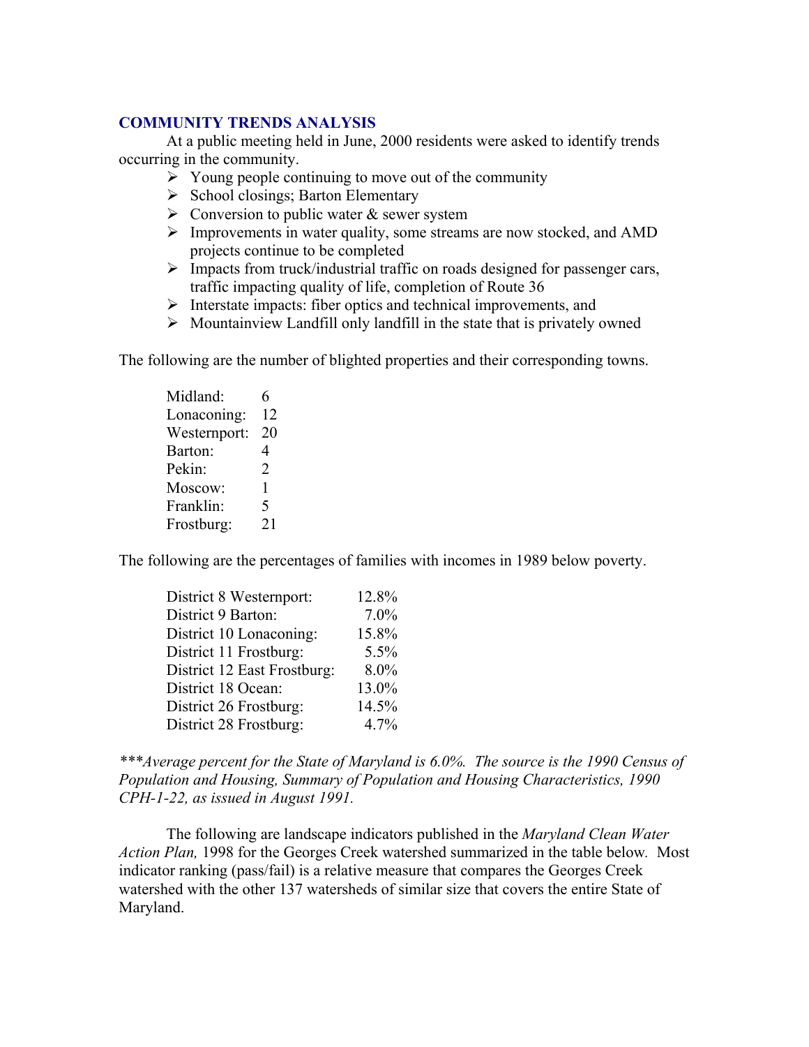## COMMUNITY TRENDS ANALYSIS

At a public meeting held in June, 2000 residents were asked to identify trends occurring in the community.

- Young people continuing to move out of the community
- School closings; Barton Elementary
- Conversion to public water & sewer system
- Improvements in water quality, some streams are now stocked, and AMD projects continue to be completed
- Impacts from truck/industrial traffic on roads designed for passenger cars, traffic impacting quality of life, completion of Route 36
- Interstate impacts: fiber optics and technical improvements, and
- Mountainview Landfill only landfill in the state that is privately owned

The following are the number of blighted properties and their corresponding towns.

| Town | Blighted Properties |
|---|---|
| Midland: | 6 |
| Lonaconing: | 12 |
| Westernport: | 20 |
| Barton: | 4 |
| Pekin: | 2 |
| Moscow: | 1 |
| Franklin: | 5 |
| Frostburg: | 21 |

The following are the percentages of families with incomes in 1989 below poverty.

| District | Percent |
|---|---|
| District 8 Westernport: | 12.8% |
| District 9 Barton: | 7.0% |
| District 10 Lonaconing: | 15.8% |
| District 11 Frostburg: | 5.5% |
| District 12 East Frostburg: | 8.0% |
| District 18 Ocean: | 13.0% |
| District 26 Frostburg: | 14.5% |
| District 28 Frostburg: | 4.7% |

****Average percent for the State of Maryland is 6.0%. The source is the 1990 Census of Population and Housing, Summary of Population and Housing Characteristics, 1990 CPH-1-22, as issued in August 1991.*

The following are landscape indicators published in the *Maryland Clean Water Action Plan,* 1998 for the Georges Creek watershed summarized in the table below. Most indicator ranking (pass/fail) is a relative measure that compares the Georges Creek watershed with the other 137 watersheds of similar size that covers the entire State of Maryland.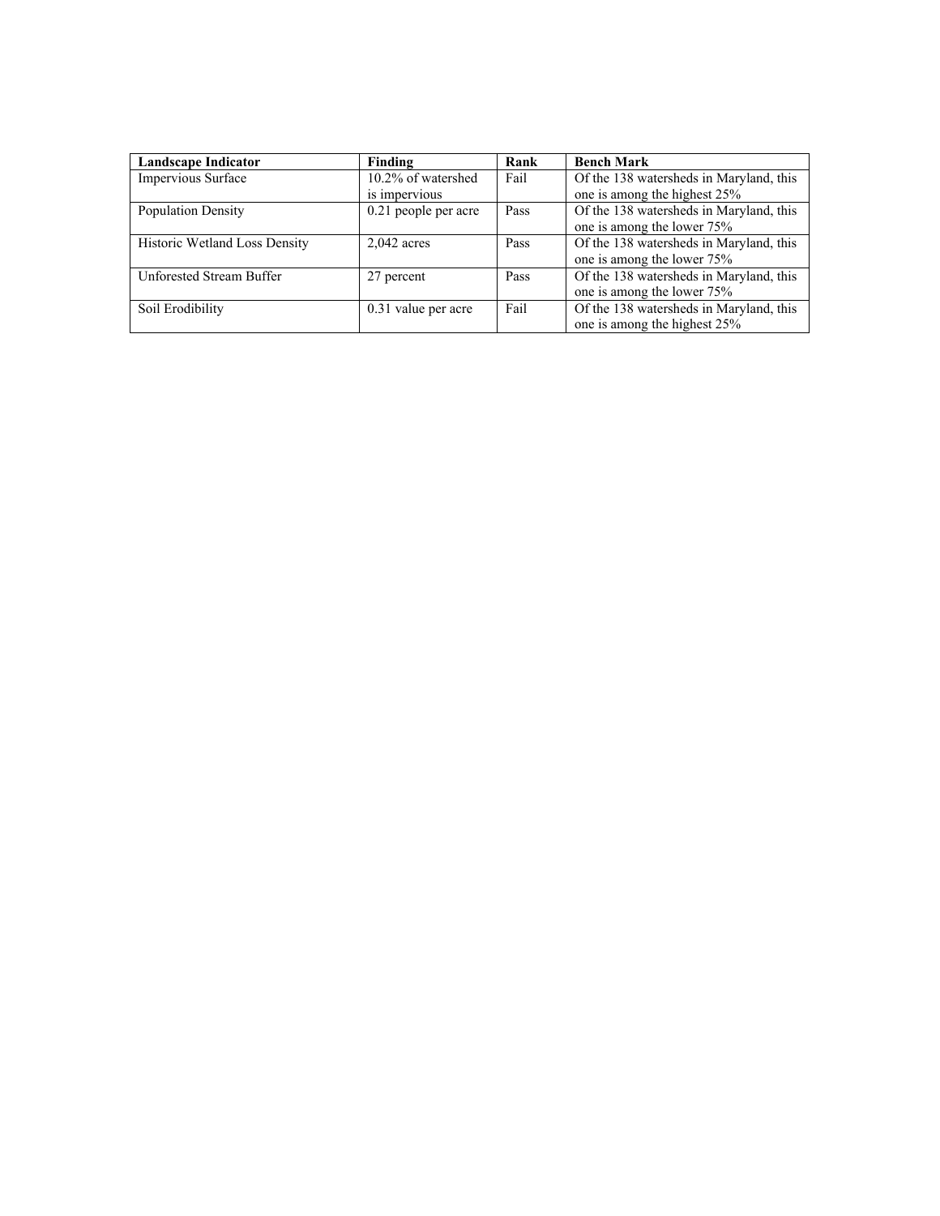| **Landscape Indicator** | **Finding** | **Rank** | **Bench Mark** |
|---|---|---|---|
| Impervious Surface | 10.2% of watershed is impervious | Fail | Of the 138 watersheds in Maryland, this one is among the highest 25% |
| Population Density | 0.21 people per acre | Pass | Of the 138 watersheds in Maryland, this one is among the lower 75% |
| Historic Wetland Loss Density | 2,042 acres | Pass | Of the 138 watersheds in Maryland, this one is among the lower 75% |
| Unforested Stream Buffer | 27 percent | Pass | Of the 138 watersheds in Maryland, this one is among the lower 75% |
| Soil Erodibility | 0.31 value per acre | Fail | Of the 138 watersheds in Maryland, this one is among the highest 25% |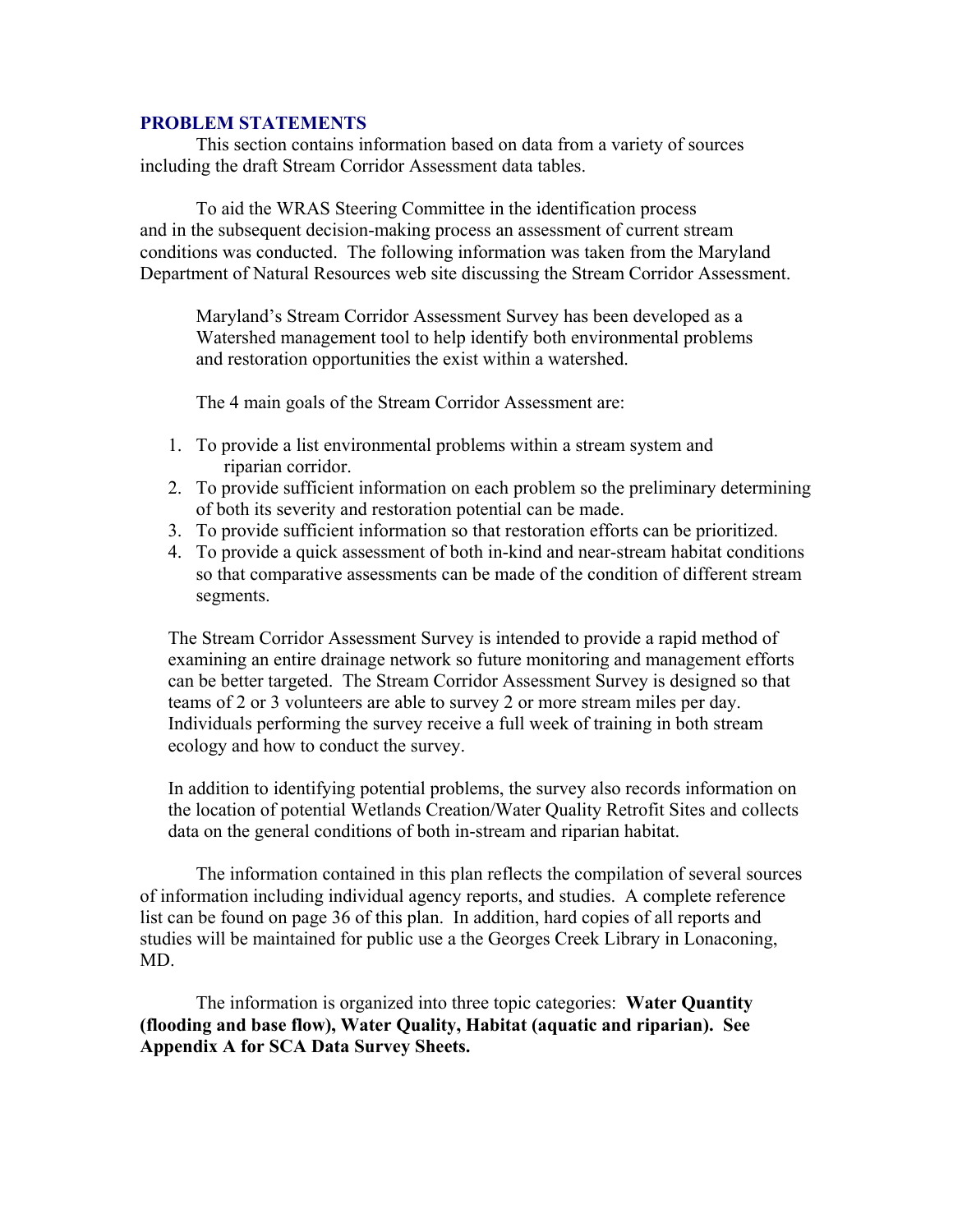## PROBLEM STATEMENTS

This section contains information based on data from a variety of sources including the draft Stream Corridor Assessment data tables.

To aid the WRAS Steering Committee in the identification process and in the subsequent decision-making process an assessment of current stream conditions was conducted. The following information was taken from the Maryland Department of Natural Resources web site discussing the Stream Corridor Assessment.

> Maryland's Stream Corridor Assessment Survey has been developed as a Watershed management tool to help identify both environmental problems and restoration opportunities the exist within a watershed.
>
> The 4 main goals of the Stream Corridor Assessment are:
>
> 1. To provide a list environmental problems within a stream system and riparian corridor.
> 2. To provide sufficient information on each problem so the preliminary determining of both its severity and restoration potential can be made.
> 3. To provide sufficient information so that restoration efforts can be prioritized.
> 4. To provide a quick assessment of both in-kind and near-stream habitat conditions so that comparative assessments can be made of the condition of different stream segments.
>
> The Stream Corridor Assessment Survey is intended to provide a rapid method of examining an entire drainage network so future monitoring and management efforts can be better targeted. The Stream Corridor Assessment Survey is designed so that teams of 2 or 3 volunteers are able to survey 2 or more stream miles per day. Individuals performing the survey receive a full week of training in both stream ecology and how to conduct the survey.
>
> In addition to identifying potential problems, the survey also records information on the location of potential Wetlands Creation/Water Quality Retrofit Sites and collects data on the general conditions of both in-stream and riparian habitat.

The information contained in this plan reflects the compilation of several sources of information including individual agency reports, and studies. A complete reference list can be found on page 36 of this plan. In addition, hard copies of all reports and studies will be maintained for public use a the Georges Creek Library in Lonaconing, MD.

The information is organized into three topic categories: **Water Quantity (flooding and base flow), Water Quality, Habitat (aquatic and riparian). See Appendix A for SCA Data Survey Sheets.**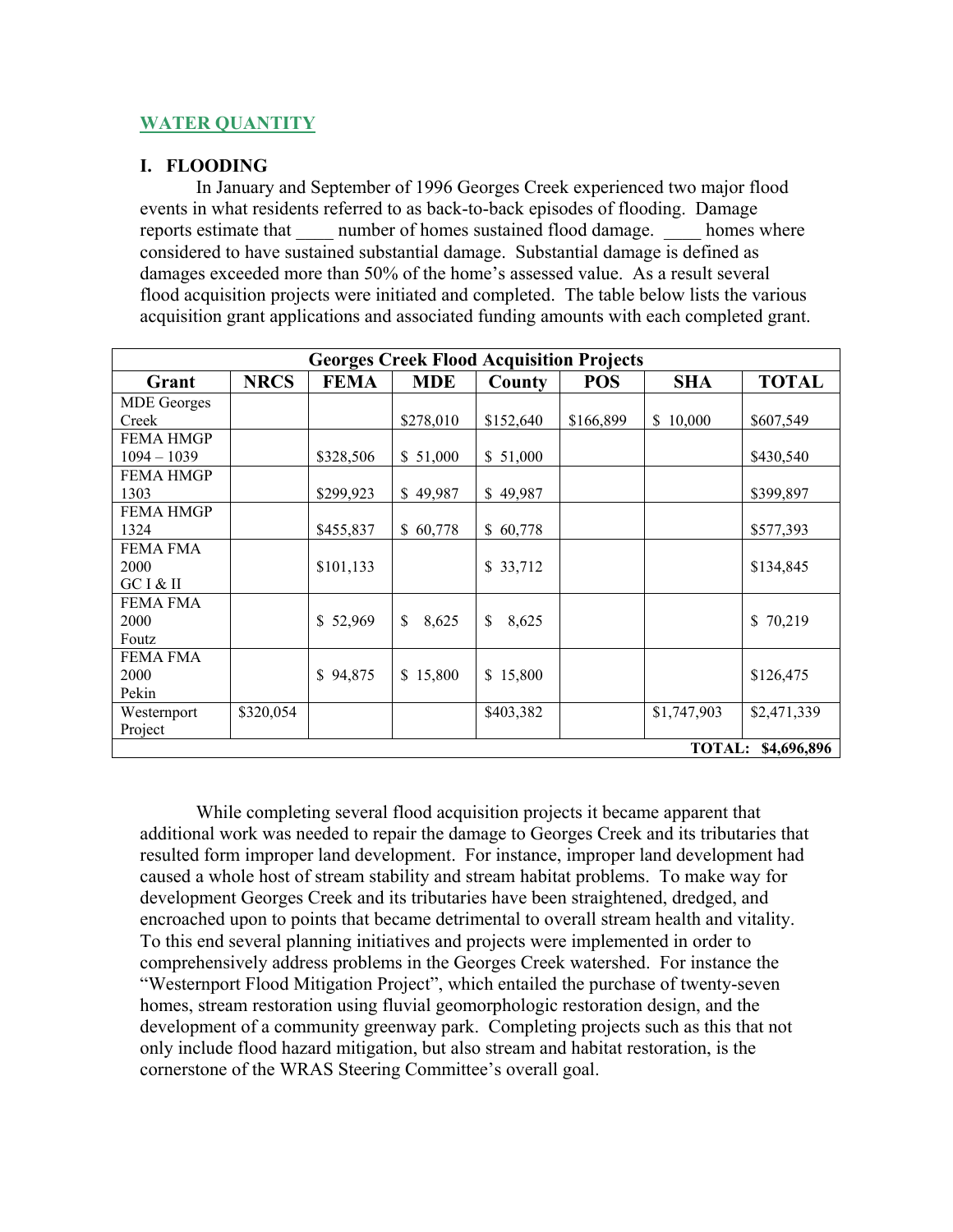## WATER QUANTITY

### I. FLOODING

In January and September of 1996 Georges Creek experienced two major flood events in what residents referred to as back-to-back episodes of flooding. Damage reports estimate that ____ number of homes sustained flood damage. ____ homes where considered to have sustained substantial damage. Substantial damage is defined as damages exceeded more than 50% of the home's assessed value. As a result several flood acquisition projects were initiated and completed. The table below lists the various acquisition grant applications and associated funding amounts with each completed grant.

| Georges Creek Flood Acquisition Projects | | | | | | | |
|---|---|---|---|---|---|---|---|
| **Grant** | **NRCS** | **FEMA** | **MDE** | **County** | **POS** | **SHA** | **TOTAL** |
| MDE Georges Creek | | | $278,010 | $152,640 | $166,899 | $ 10,000 | $607,549 |
| FEMA HMGP 1094 – 1039 | | $328,506 | $ 51,000 | $ 51,000 | | | $430,540 |
| FEMA HMGP 1303 | | $299,923 | $ 49,987 | $ 49,987 | | | $399,897 |
| FEMA HMGP 1324 | | $455,837 | $ 60,778 | $ 60,778 | | | $577,393 |
| FEMA FMA 2000 GC I & II | | $101,133 | | $ 33,712 | | | $134,845 |
| FEMA FMA 2000 Foutz | | $ 52,969 | $ 8,625 | $ 8,625 | | | $ 70,219 |
| FEMA FMA 2000 Pekin | | $ 94,875 | $ 15,800 | $ 15,800 | | | $126,475 |
| Westernport Project | $320,054 | | | $403,382 | | $1,747,903 | $2,471,339 |
| | | | | | | **TOTAL:** | **$4,696,896** |

While completing several flood acquisition projects it became apparent that additional work was needed to repair the damage to Georges Creek and its tributaries that resulted form improper land development. For instance, improper land development had caused a whole host of stream stability and stream habitat problems. To make way for development Georges Creek and its tributaries have been straightened, dredged, and encroached upon to points that became detrimental to overall stream health and vitality. To this end several planning initiatives and projects were implemented in order to comprehensively address problems in the Georges Creek watershed. For instance the "Westernport Flood Mitigation Project", which entailed the purchase of twenty-seven homes, stream restoration using fluvial geomorphologic restoration design, and the development of a community greenway park. Completing projects such as this that not only include flood hazard mitigation, but also stream and habitat restoration, is the cornerstone of the WRAS Steering Committee's overall goal.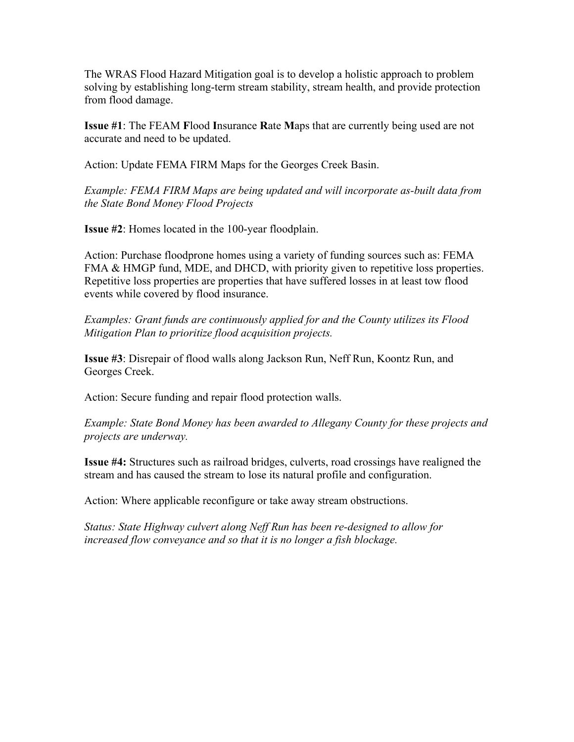The WRAS Flood Hazard Mitigation goal is to develop a holistic approach to problem solving by establishing long-term stream stability, stream health, and provide protection from flood damage.

**Issue #1**: The FEAM **F**lood **I**nsurance **R**ate **M**aps that are currently being used are not accurate and need to be updated.

Action: Update FEMA FIRM Maps for the Georges Creek Basin.

*Example: FEMA FIRM Maps are being updated and will incorporate as-built data from the State Bond Money Flood Projects*

**Issue #2**: Homes located in the 100-year floodplain.

Action: Purchase floodprone homes using a variety of funding sources such as: FEMA FMA & HMGP fund, MDE, and DHCD, with priority given to repetitive loss properties. Repetitive loss properties are properties that have suffered losses in at least tow flood events while covered by flood insurance.

*Examples: Grant funds are continuously applied for and the County utilizes its Flood Mitigation Plan to prioritize flood acquisition projects.*

**Issue #3**: Disrepair of flood walls along Jackson Run, Neff Run, Koontz Run, and Georges Creek.

Action: Secure funding and repair flood protection walls.

*Example: State Bond Money has been awarded to Allegany County for these projects and projects are underway.*

**Issue #4:** Structures such as railroad bridges, culverts, road crossings have realigned the stream and has caused the stream to lose its natural profile and configuration.

Action: Where applicable reconfigure or take away stream obstructions.

*Status: State Highway culvert along Neff Run has been re-designed to allow for increased flow conveyance and so that it is no longer a fish blockage.*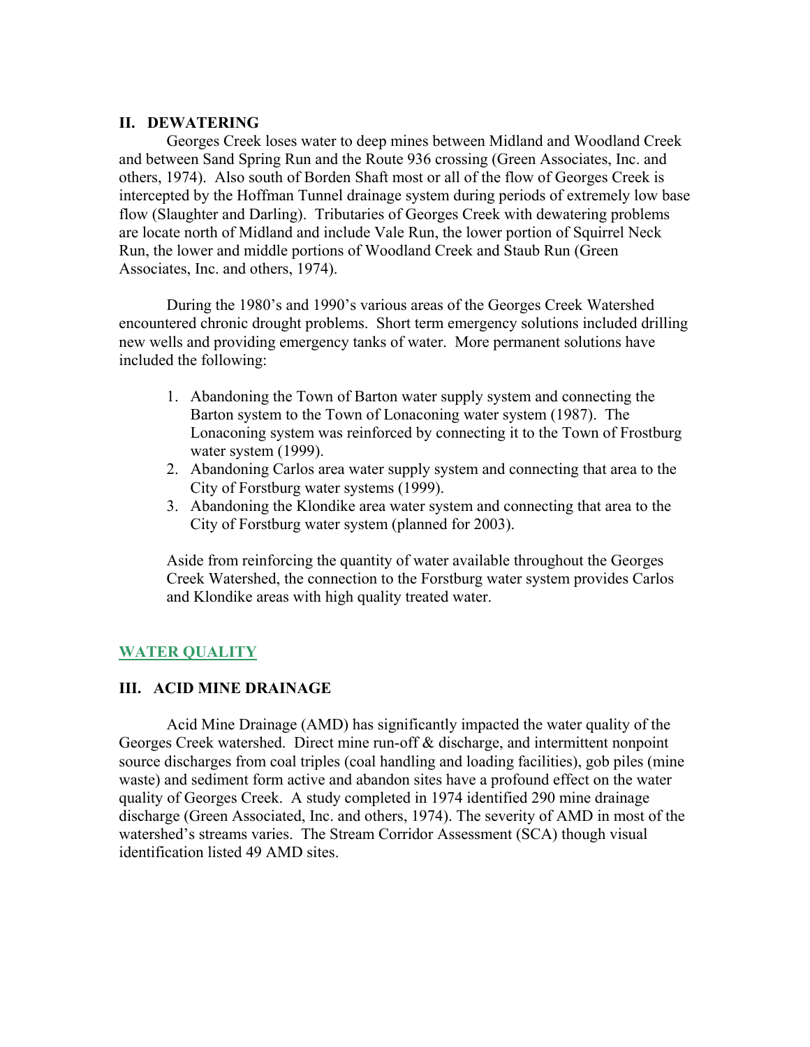## II. DEWATERING

Georges Creek loses water to deep mines between Midland and Woodland Creek and between Sand Spring Run and the Route 936 crossing (Green Associates, Inc. and others, 1974). Also south of Borden Shaft most or all of the flow of Georges Creek is intercepted by the Hoffman Tunnel drainage system during periods of extremely low base flow (Slaughter and Darling). Tributaries of Georges Creek with dewatering problems are locate north of Midland and include Vale Run, the lower portion of Squirrel Neck Run, the lower and middle portions of Woodland Creek and Staub Run (Green Associates, Inc. and others, 1974).

During the 1980's and 1990's various areas of the Georges Creek Watershed encountered chronic drought problems. Short term emergency solutions included drilling new wells and providing emergency tanks of water. More permanent solutions have included the following:

1. Abandoning the Town of Barton water supply system and connecting the Barton system to the Town of Lonaconing water system (1987). The Lonaconing system was reinforced by connecting it to the Town of Frostburg water system (1999).
2. Abandoning Carlos area water supply system and connecting that area to the City of Forstburg water systems (1999).
3. Abandoning the Klondike area water system and connecting that area to the City of Forstburg water system (planned for 2003).

Aside from reinforcing the quantity of water available throughout the Georges Creek Watershed, the connection to the Forstburg water system provides Carlos and Klondike areas with high quality treated water.

## WATER QUALITY

## III. ACID MINE DRAINAGE

Acid Mine Drainage (AMD) has significantly impacted the water quality of the Georges Creek watershed. Direct mine run-off & discharge, and intermittent nonpoint source discharges from coal triples (coal handling and loading facilities), gob piles (mine waste) and sediment form active and abandon sites have a profound effect on the water quality of Georges Creek. A study completed in 1974 identified 290 mine drainage discharge (Green Associated, Inc. and others, 1974). The severity of AMD in most of the watershed's streams varies. The Stream Corridor Assessment (SCA) though visual identification listed 49 AMD sites.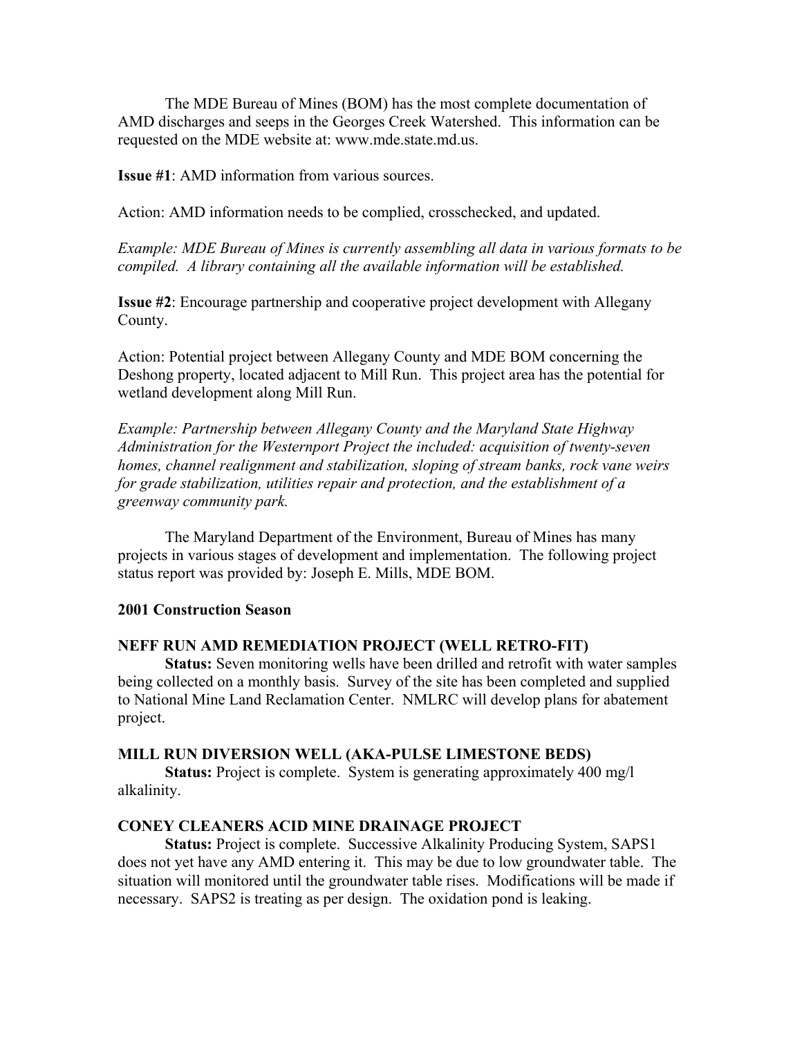The MDE Bureau of Mines (BOM) has the most complete documentation of AMD discharges and seeps in the Georges Creek Watershed. This information can be requested on the MDE website at: www.mde.state.md.us.

**Issue #1**: AMD information from various sources.

Action: AMD information needs to be complied, crosschecked, and updated.

*Example: MDE Bureau of Mines is currently assembling all data in various formats to be compiled. A library containing all the available information will be established.*

**Issue #2**: Encourage partnership and cooperative project development with Allegany County.

Action: Potential project between Allegany County and MDE BOM concerning the Deshong property, located adjacent to Mill Run. This project area has the potential for wetland development along Mill Run.

*Example: Partnership between Allegany County and the Maryland State Highway Administration for the Westernport Project the included: acquisition of twenty-seven homes, channel realignment and stabilization, sloping of stream banks, rock vane weirs for grade stabilization, utilities repair and protection, and the establishment of a greenway community park.*

The Maryland Department of the Environment, Bureau of Mines has many projects in various stages of development and implementation. The following project status report was provided by: Joseph E. Mills, MDE BOM.

**2001 Construction Season**

**NEFF RUN AMD REMEDIATION PROJECT (WELL RETRO-FIT)**

**Status:** Seven monitoring wells have been drilled and retrofit with water samples being collected on a monthly basis. Survey of the site has been completed and supplied to National Mine Land Reclamation Center. NMLRC will develop plans for abatement project.

**MILL RUN DIVERSION WELL (AKA-PULSE LIMESTONE BEDS)**

**Status:** Project is complete. System is generating approximately 400 mg/l alkalinity.

**CONEY CLEANERS ACID MINE DRAINAGE PROJECT**

**Status:** Project is complete. Successive Alkalinity Producing System, SAPS1 does not yet have any AMD entering it. This may be due to low groundwater table. The situation will monitored until the groundwater table rises. Modifications will be made if necessary. SAPS2 is treating as per design. The oxidation pond is leaking.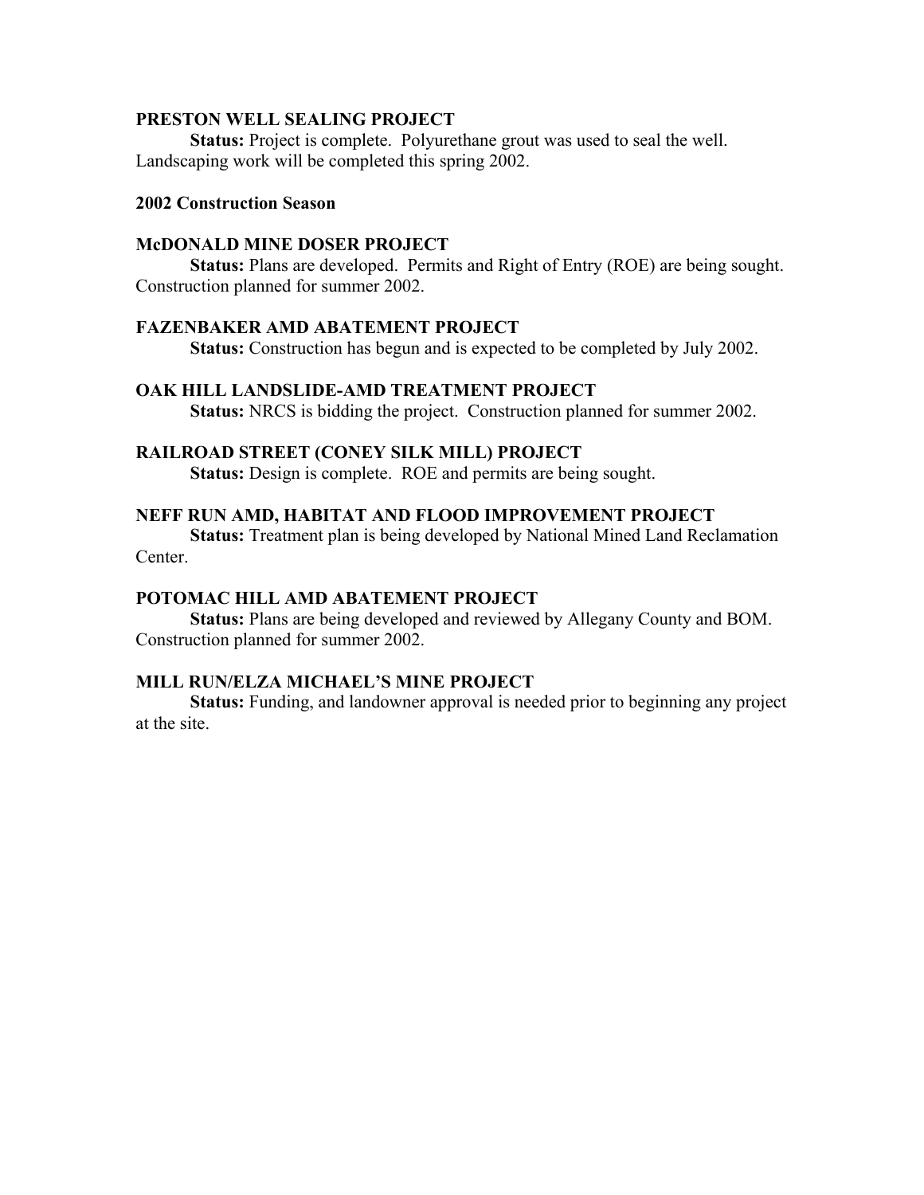**PRESTON WELL SEALING PROJECT**

**Status:** Project is complete. Polyurethane grout was used to seal the well. Landscaping work will be completed this spring 2002.

**2002 Construction Season**

**McDONALD MINE DOSER PROJECT**

**Status:** Plans are developed. Permits and Right of Entry (ROE) are being sought. Construction planned for summer 2002.

**FAZENBAKER AMD ABATEMENT PROJECT**

**Status:** Construction has begun and is expected to be completed by July 2002.

**OAK HILL LANDSLIDE-AMD TREATMENT PROJECT**

**Status:** NRCS is bidding the project. Construction planned for summer 2002.

**RAILROAD STREET (CONEY SILK MILL) PROJECT**

**Status:** Design is complete. ROE and permits are being sought.

**NEFF RUN AMD, HABITAT AND FLOOD IMPROVEMENT PROJECT**

**Status:** Treatment plan is being developed by National Mined Land Reclamation Center.

**POTOMAC HILL AMD ABATEMENT PROJECT**

**Status:** Plans are being developed and reviewed by Allegany County and BOM. Construction planned for summer 2002.

**MILL RUN/ELZA MICHAEL'S MINE PROJECT**

**Status:** Funding, and landowner approval is needed prior to beginning any project at the site.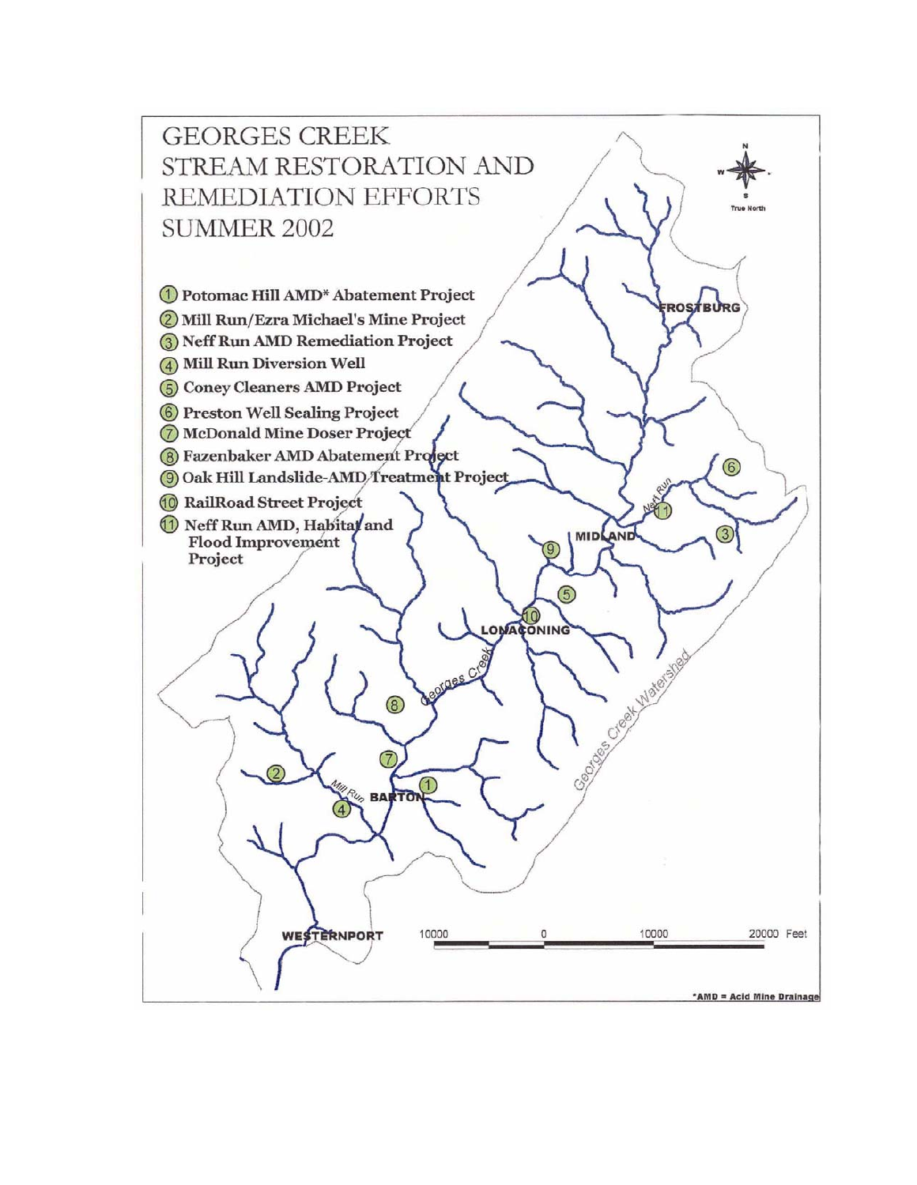# GEORGES CREEK STREAM RESTORATION AND REMEDIATION EFFORTS SUMMER 2002

1. **Potomac Hill AMD* Abatement Project**
2. **Mill Run/Ezra Michael's Mine Project**
3. **Neff Run AMD Remediation Project**
4. **Mill Run Diversion Well**
5. **Coney Cleaners AMD Project**
6. **Preston Well Sealing Project**
7. **McDonald Mine Doser Project**
8. **Fazenbaker AMD Abatement Project**
9. **Oak Hill Landslide-AMD Treatment Project**
10. **RailRoad Street Project**
11. **Neff Run AMD, Habitat and Flood Improvement Project**

FROSTBURG

MIDLAND

LONACONING

BARTON

WESTERNPORT

Georges Creek

Neff Run

Mill Run

Georges Creek Watershed

True North

10000 0 10000 20000 Feet

*AMD = Acid Mine Drainage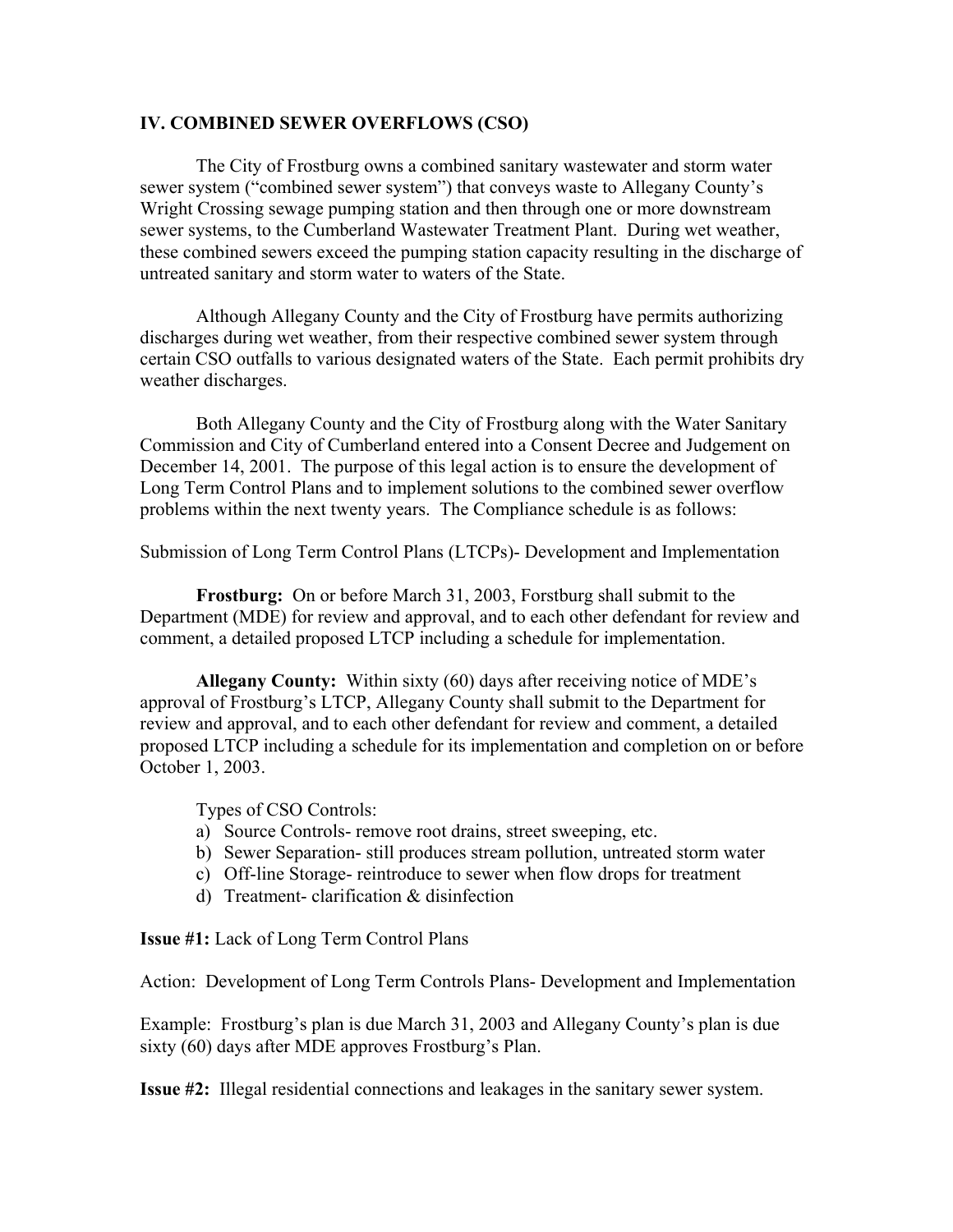## IV. COMBINED SEWER OVERFLOWS (CSO)

The City of Frostburg owns a combined sanitary wastewater and storm water sewer system ("combined sewer system") that conveys waste to Allegany County's Wright Crossing sewage pumping station and then through one or more downstream sewer systems, to the Cumberland Wastewater Treatment Plant. During wet weather, these combined sewers exceed the pumping station capacity resulting in the discharge of untreated sanitary and storm water to waters of the State.

Although Allegany County and the City of Frostburg have permits authorizing discharges during wet weather, from their respective combined sewer system through certain CSO outfalls to various designated waters of the State. Each permit prohibits dry weather discharges.

Both Allegany County and the City of Frostburg along with the Water Sanitary Commission and City of Cumberland entered into a Consent Decree and Judgement on December 14, 2001. The purpose of this legal action is to ensure the development of Long Term Control Plans and to implement solutions to the combined sewer overflow problems within the next twenty years. The Compliance schedule is as follows:

Submission of Long Term Control Plans (LTCPs)- Development and Implementation

**Frostburg:** On or before March 31, 2003, Forstburg shall submit to the Department (MDE) for review and approval, and to each other defendant for review and comment, a detailed proposed LTCP including a schedule for implementation.

**Allegany County:** Within sixty (60) days after receiving notice of MDE's approval of Frostburg's LTCP, Allegany County shall submit to the Department for review and approval, and to each other defendant for review and comment, a detailed proposed LTCP including a schedule for its implementation and completion on or before October 1, 2003.

Types of CSO Controls:

a) Source Controls- remove root drains, street sweeping, etc.
b) Sewer Separation- still produces stream pollution, untreated storm water
c) Off-line Storage- reintroduce to sewer when flow drops for treatment
d) Treatment- clarification & disinfection

**Issue #1:** Lack of Long Term Control Plans

Action: Development of Long Term Controls Plans- Development and Implementation

Example: Frostburg's plan is due March 31, 2003 and Allegany County's plan is due sixty (60) days after MDE approves Frostburg's Plan.

**Issue #2:** Illegal residential connections and leakages in the sanitary sewer system.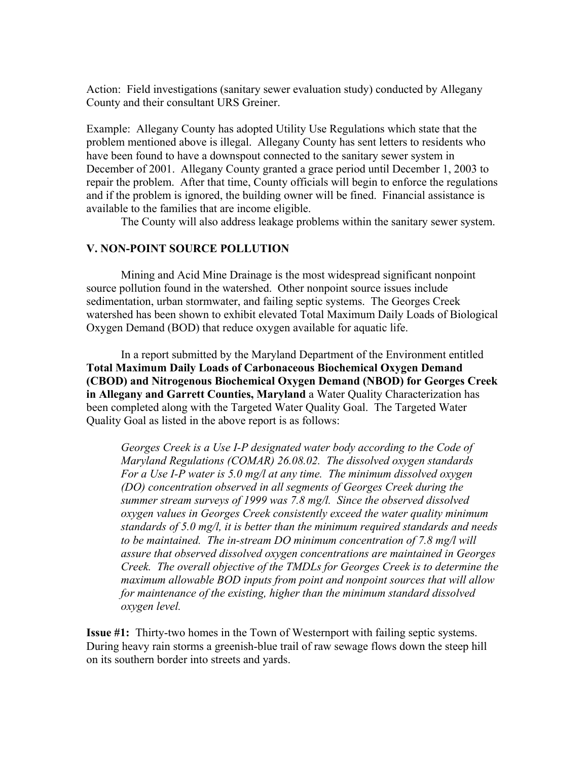Action: Field investigations (sanitary sewer evaluation study) conducted by Allegany County and their consultant URS Greiner.

Example: Allegany County has adopted Utility Use Regulations which state that the problem mentioned above is illegal. Allegany County has sent letters to residents who have been found to have a downspout connected to the sanitary sewer system in December of 2001. Allegany County granted a grace period until December 1, 2003 to repair the problem. After that time, County officials will begin to enforce the regulations and if the problem is ignored, the building owner will be fined. Financial assistance is available to the families that are income eligible.

The County will also address leakage problems within the sanitary sewer system.

## V. NON-POINT SOURCE POLLUTION

Mining and Acid Mine Drainage is the most widespread significant nonpoint source pollution found in the watershed. Other nonpoint source issues include sedimentation, urban stormwater, and failing septic systems. The Georges Creek watershed has been shown to exhibit elevated Total Maximum Daily Loads of Biological Oxygen Demand (BOD) that reduce oxygen available for aquatic life.

In a report submitted by the Maryland Department of the Environment entitled **Total Maximum Daily Loads of Carbonaceous Biochemical Oxygen Demand (CBOD) and Nitrogenous Biochemical Oxygen Demand (NBOD) for Georges Creek in Allegany and Garrett Counties, Maryland** a Water Quality Characterization has been completed along with the Targeted Water Quality Goal. The Targeted Water Quality Goal as listed in the above report is as follows:

> *Georges Creek is a Use I-P designated water body according to the Code of Maryland Regulations (COMAR) 26.08.02. The dissolved oxygen standards For a Use I-P water is 5.0 mg/l at any time. The minimum dissolved oxygen (DO) concentration observed in all segments of Georges Creek during the summer stream surveys of 1999 was 7.8 mg/l. Since the observed dissolved oxygen values in Georges Creek consistently exceed the water quality minimum standards of 5.0 mg/l, it is better than the minimum required standards and needs to be maintained. The in-stream DO minimum concentration of 7.8 mg/l will assure that observed dissolved oxygen concentrations are maintained in Georges Creek. The overall objective of the TMDLs for Georges Creek is to determine the maximum allowable BOD inputs from point and nonpoint sources that will allow for maintenance of the existing, higher than the minimum standard dissolved oxygen level.*

**Issue #1:** Thirty-two homes in the Town of Westernport with failing septic systems. During heavy rain storms a greenish-blue trail of raw sewage flows down the steep hill on its southern border into streets and yards.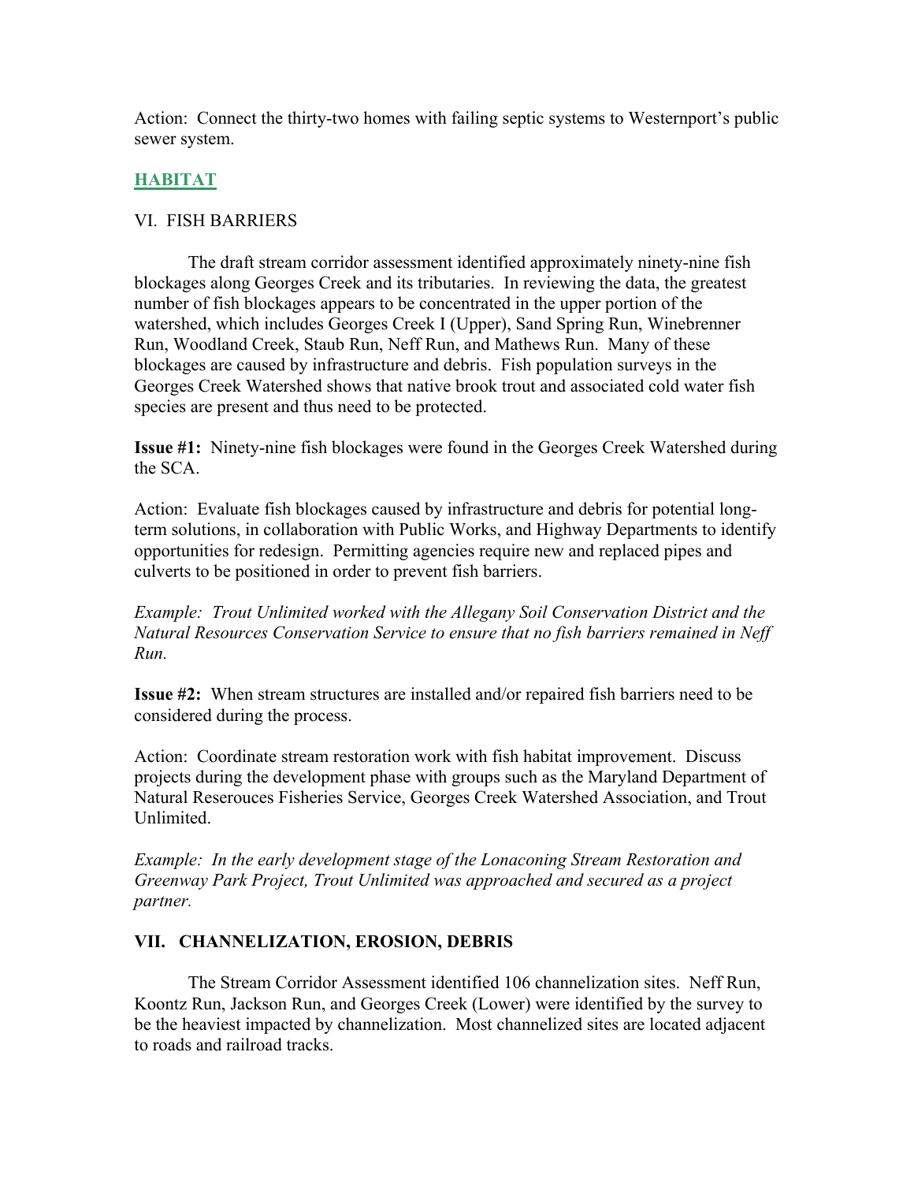Action: Connect the thirty-two homes with failing septic systems to Westernport's public sewer system.

## HABITAT

### VI. FISH BARRIERS

The draft stream corridor assessment identified approximately ninety-nine fish blockages along Georges Creek and its tributaries. In reviewing the data, the greatest number of fish blockages appears to be concentrated in the upper portion of the watershed, which includes Georges Creek I (Upper), Sand Spring Run, Winebrenner Run, Woodland Creek, Staub Run, Neff Run, and Mathews Run. Many of these blockages are caused by infrastructure and debris. Fish population surveys in the Georges Creek Watershed shows that native brook trout and associated cold water fish species are present and thus need to be protected.

**Issue #1:** Ninety-nine fish blockages were found in the Georges Creek Watershed during the SCA.

Action: Evaluate fish blockages caused by infrastructure and debris for potential long-term solutions, in collaboration with Public Works, and Highway Departments to identify opportunities for redesign. Permitting agencies require new and replaced pipes and culverts to be positioned in order to prevent fish barriers.

*Example: Trout Unlimited worked with the Allegany Soil Conservation District and the Natural Resources Conservation Service to ensure that no fish barriers remained in Neff Run.*

**Issue #2:** When stream structures are installed and/or repaired fish barriers need to be considered during the process.

Action: Coordinate stream restoration work with fish habitat improvement. Discuss projects during the development phase with groups such as the Maryland Department of Natural Reserouces Fisheries Service, Georges Creek Watershed Association, and Trout Unlimited.

*Example: In the early development stage of the Lonaconing Stream Restoration and Greenway Park Project, Trout Unlimited was approached and secured as a project partner.*

### VII. CHANNELIZATION, EROSION, DEBRIS

The Stream Corridor Assessment identified 106 channelization sites. Neff Run, Koontz Run, Jackson Run, and Georges Creek (Lower) were identified by the survey to be the heaviest impacted by channelization. Most channelized sites are located adjacent to roads and railroad tracks.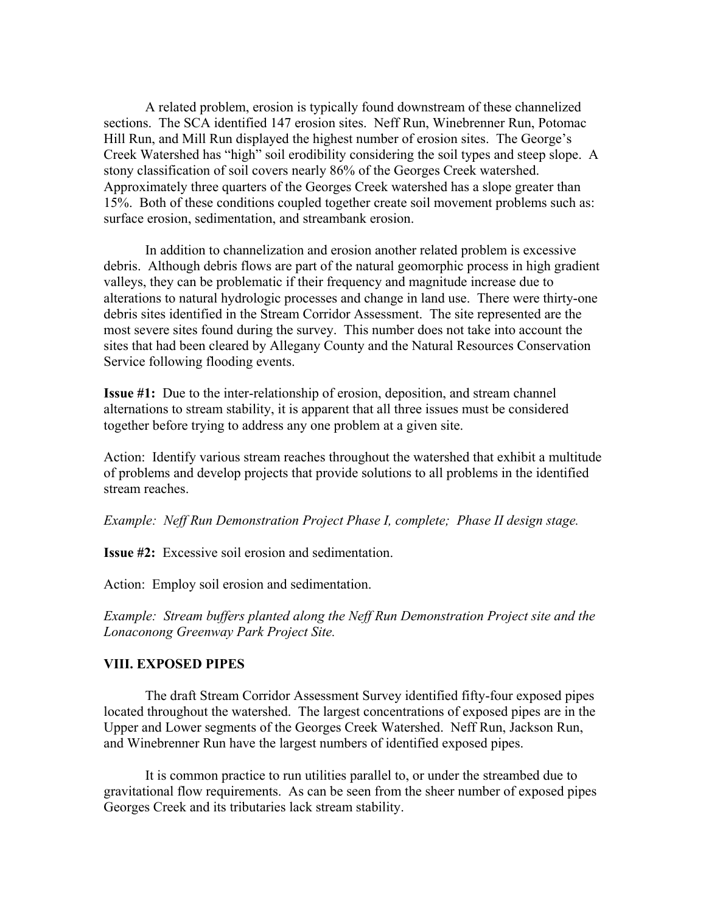A related problem, erosion is typically found downstream of these channelized sections. The SCA identified 147 erosion sites. Neff Run, Winebrenner Run, Potomac Hill Run, and Mill Run displayed the highest number of erosion sites. The George's Creek Watershed has "high" soil erodibility considering the soil types and steep slope. A stony classification of soil covers nearly 86% of the Georges Creek watershed. Approximately three quarters of the Georges Creek watershed has a slope greater than 15%. Both of these conditions coupled together create soil movement problems such as: surface erosion, sedimentation, and streambank erosion.

In addition to channelization and erosion another related problem is excessive debris. Although debris flows are part of the natural geomorphic process in high gradient valleys, they can be problematic if their frequency and magnitude increase due to alterations to natural hydrologic processes and change in land use. There were thirty-one debris sites identified in the Stream Corridor Assessment. The site represented are the most severe sites found during the survey. This number does not take into account the sites that had been cleared by Allegany County and the Natural Resources Conservation Service following flooding events.

**Issue #1:** Due to the inter-relationship of erosion, deposition, and stream channel alternations to stream stability, it is apparent that all three issues must be considered together before trying to address any one problem at a given site.

Action: Identify various stream reaches throughout the watershed that exhibit a multitude of problems and develop projects that provide solutions to all problems in the identified stream reaches.

*Example: Neff Run Demonstration Project Phase I, complete; Phase II design stage.*

**Issue #2:** Excessive soil erosion and sedimentation.

Action: Employ soil erosion and sedimentation.

*Example: Stream buffers planted along the Neff Run Demonstration Project site and the Lonaconong Greenway Park Project Site.*

## VIII. EXPOSED PIPES

The draft Stream Corridor Assessment Survey identified fifty-four exposed pipes located throughout the watershed. The largest concentrations of exposed pipes are in the Upper and Lower segments of the Georges Creek Watershed. Neff Run, Jackson Run, and Winebrenner Run have the largest numbers of identified exposed pipes.

It is common practice to run utilities parallel to, or under the streambed due to gravitational flow requirements. As can be seen from the sheer number of exposed pipes Georges Creek and its tributaries lack stream stability.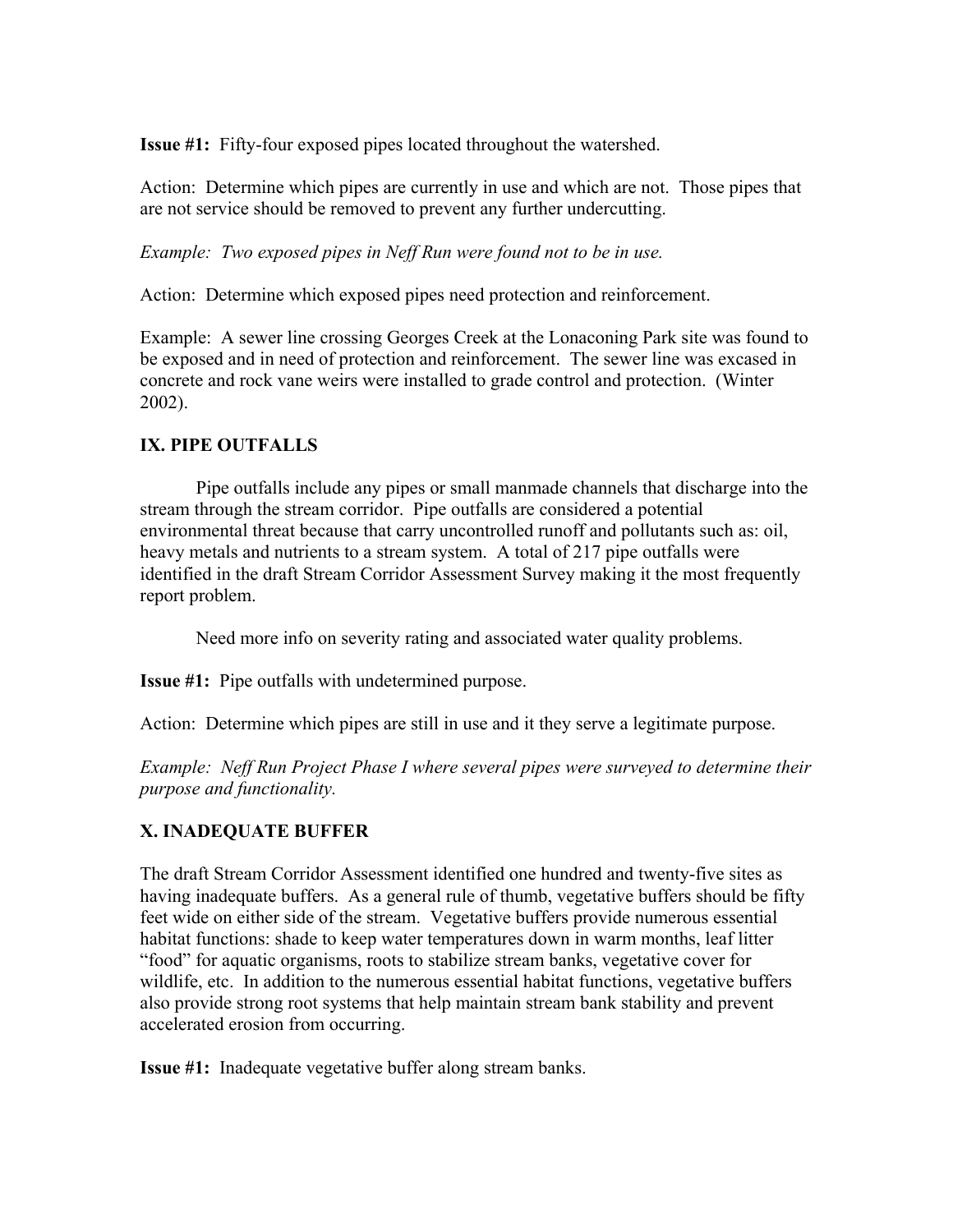**Issue #1:** Fifty-four exposed pipes located throughout the watershed.

Action: Determine which pipes are currently in use and which are not. Those pipes that are not service should be removed to prevent any further undercutting.

*Example: Two exposed pipes in Neff Run were found not to be in use.*

Action: Determine which exposed pipes need protection and reinforcement.

Example: A sewer line crossing Georges Creek at the Lonaconing Park site was found to be exposed and in need of protection and reinforcement. The sewer line was excased in concrete and rock vane weirs were installed to grade control and protection. (Winter 2002).

## IX. PIPE OUTFALLS

Pipe outfalls include any pipes or small manmade channels that discharge into the stream through the stream corridor. Pipe outfalls are considered a potential environmental threat because that carry uncontrolled runoff and pollutants such as: oil, heavy metals and nutrients to a stream system. A total of 217 pipe outfalls were identified in the draft Stream Corridor Assessment Survey making it the most frequently report problem.

Need more info on severity rating and associated water quality problems.

**Issue #1:** Pipe outfalls with undetermined purpose.

Action: Determine which pipes are still in use and it they serve a legitimate purpose.

*Example: Neff Run Project Phase I where several pipes were surveyed to determine their purpose and functionality.*

## X. INADEQUATE BUFFER

The draft Stream Corridor Assessment identified one hundred and twenty-five sites as having inadequate buffers. As a general rule of thumb, vegetative buffers should be fifty feet wide on either side of the stream. Vegetative buffers provide numerous essential habitat functions: shade to keep water temperatures down in warm months, leaf litter "food" for aquatic organisms, roots to stabilize stream banks, vegetative cover for wildlife, etc. In addition to the numerous essential habitat functions, vegetative buffers also provide strong root systems that help maintain stream bank stability and prevent accelerated erosion from occurring.

**Issue #1:** Inadequate vegetative buffer along stream banks.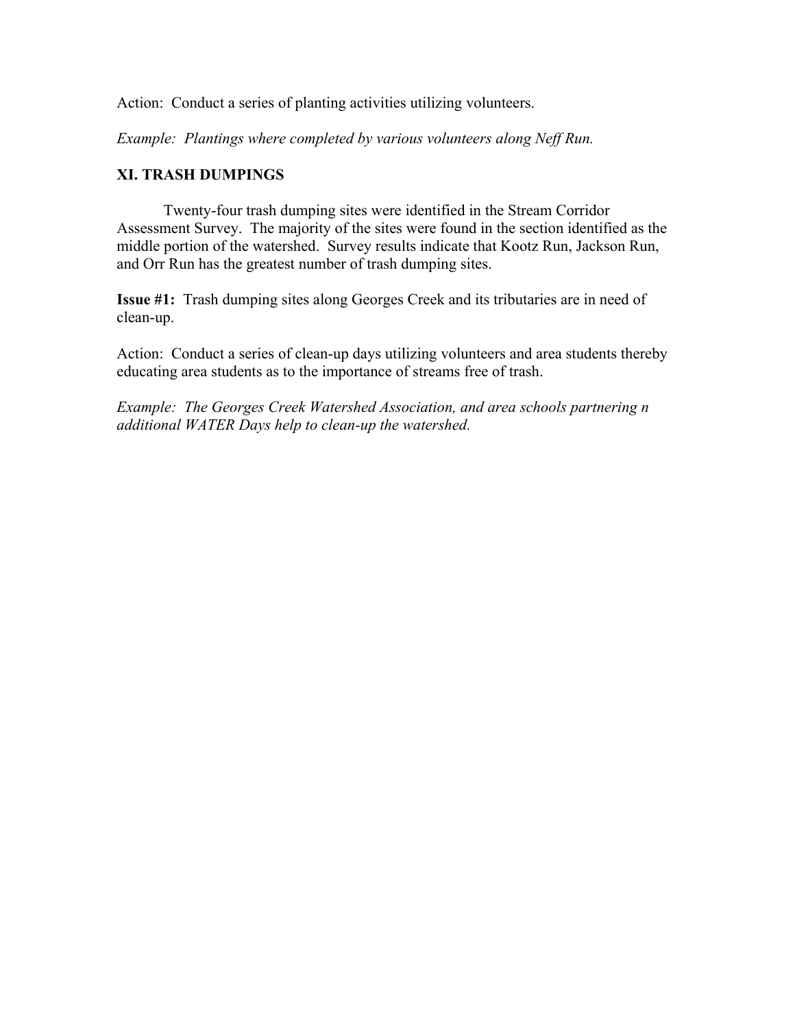Action: Conduct a series of planting activities utilizing volunteers.

*Example: Plantings where completed by various volunteers along Neff Run.*

## XI. TRASH DUMPINGS

Twenty-four trash dumping sites were identified in the Stream Corridor Assessment Survey. The majority of the sites were found in the section identified as the middle portion of the watershed. Survey results indicate that Kootz Run, Jackson Run, and Orr Run has the greatest number of trash dumping sites.

**Issue #1:** Trash dumping sites along Georges Creek and its tributaries are in need of clean-up.

Action: Conduct a series of clean-up days utilizing volunteers and area students thereby educating area students as to the importance of streams free of trash.

*Example: The Georges Creek Watershed Association, and area schools partnering n additional WATER Days help to clean-up the watershed.*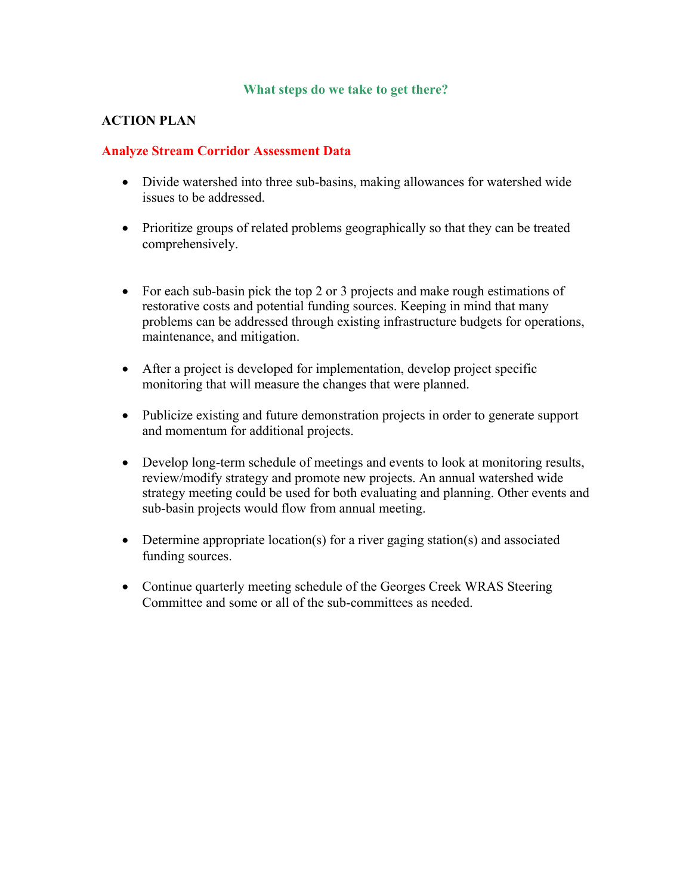## What steps do we take to get there?

**ACTION PLAN**

### Analyze Stream Corridor Assessment Data

- Divide watershed into three sub-basins, making allowances for watershed wide issues to be addressed.
- Prioritize groups of related problems geographically so that they can be treated comprehensively.
- For each sub-basin pick the top 2 or 3 projects and make rough estimations of restorative costs and potential funding sources. Keeping in mind that many problems can be addressed through existing infrastructure budgets for operations, maintenance, and mitigation.
- After a project is developed for implementation, develop project specific monitoring that will measure the changes that were planned.
- Publicize existing and future demonstration projects in order to generate support and momentum for additional projects.
- Develop long-term schedule of meetings and events to look at monitoring results, review/modify strategy and promote new projects. An annual watershed wide strategy meeting could be used for both evaluating and planning. Other events and sub-basin projects would flow from annual meeting.
- Determine appropriate location(s) for a river gaging station(s) and associated funding sources.
- Continue quarterly meeting schedule of the Georges Creek WRAS Steering Committee and some or all of the sub-committees as needed.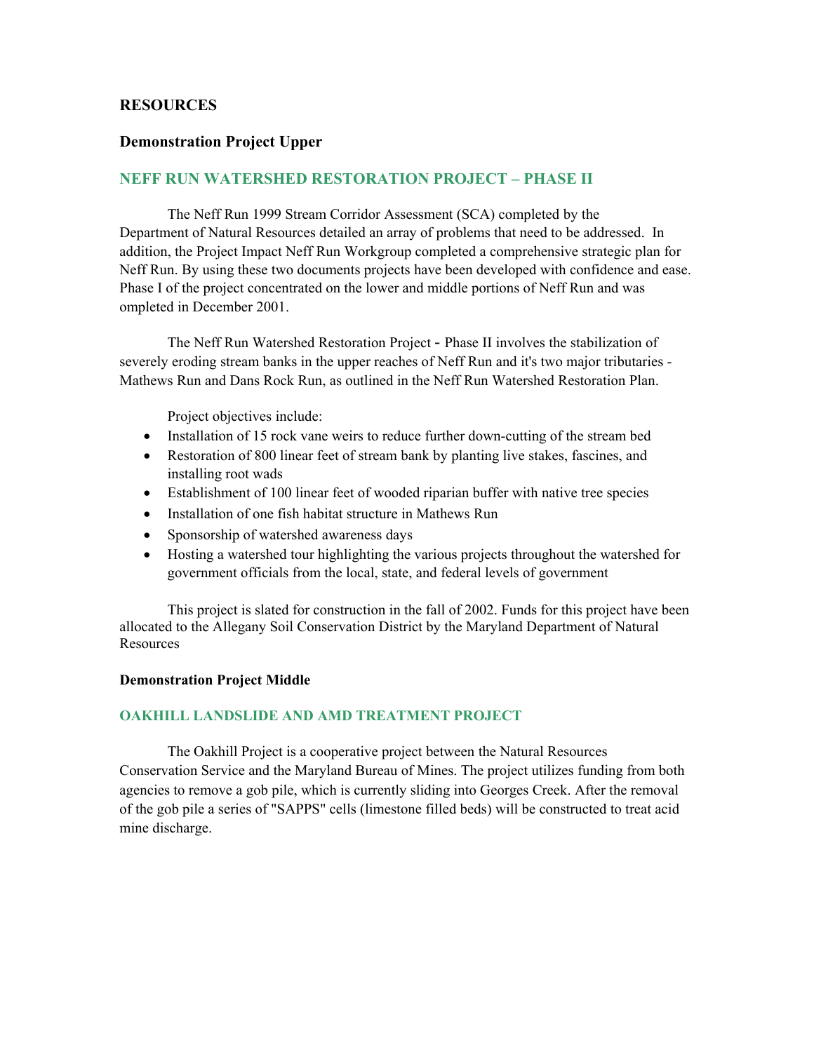## RESOURCES

### Demonstration Project Upper

### NEFF RUN WATERSHED RESTORATION PROJECT – PHASE II

The Neff Run 1999 Stream Corridor Assessment (SCA) completed by the Department of Natural Resources detailed an array of problems that need to be addressed. In addition, the Project Impact Neff Run Workgroup completed a comprehensive strategic plan for Neff Run. By using these two documents projects have been developed with confidence and ease. Phase I of the project concentrated on the lower and middle portions of Neff Run and was ompleted in December 2001.

The Neff Run Watershed Restoration Project - Phase II involves the stabilization of severely eroding stream banks in the upper reaches of Neff Run and it's two major tributaries - Mathews Run and Dans Rock Run, as outlined in the Neff Run Watershed Restoration Plan.

Project objectives include:

- Installation of 15 rock vane weirs to reduce further down-cutting of the stream bed
- Restoration of 800 linear feet of stream bank by planting live stakes, fascines, and installing root wads
- Establishment of 100 linear feet of wooded riparian buffer with native tree species
- Installation of one fish habitat structure in Mathews Run
- Sponsorship of watershed awareness days
- Hosting a watershed tour highlighting the various projects throughout the watershed for government officials from the local, state, and federal levels of government

This project is slated for construction in the fall of 2002. Funds for this project have been allocated to the Allegany Soil Conservation District by the Maryland Department of Natural Resources

**Demonstration Project Middle**

### OAKHILL LANDSLIDE AND AMD TREATMENT PROJECT

The Oakhill Project is a cooperative project between the Natural Resources Conservation Service and the Maryland Bureau of Mines. The project utilizes funding from both agencies to remove a gob pile, which is currently sliding into Georges Creek. After the removal of the gob pile a series of "SAPPS" cells (limestone filled beds) will be constructed to treat acid mine discharge.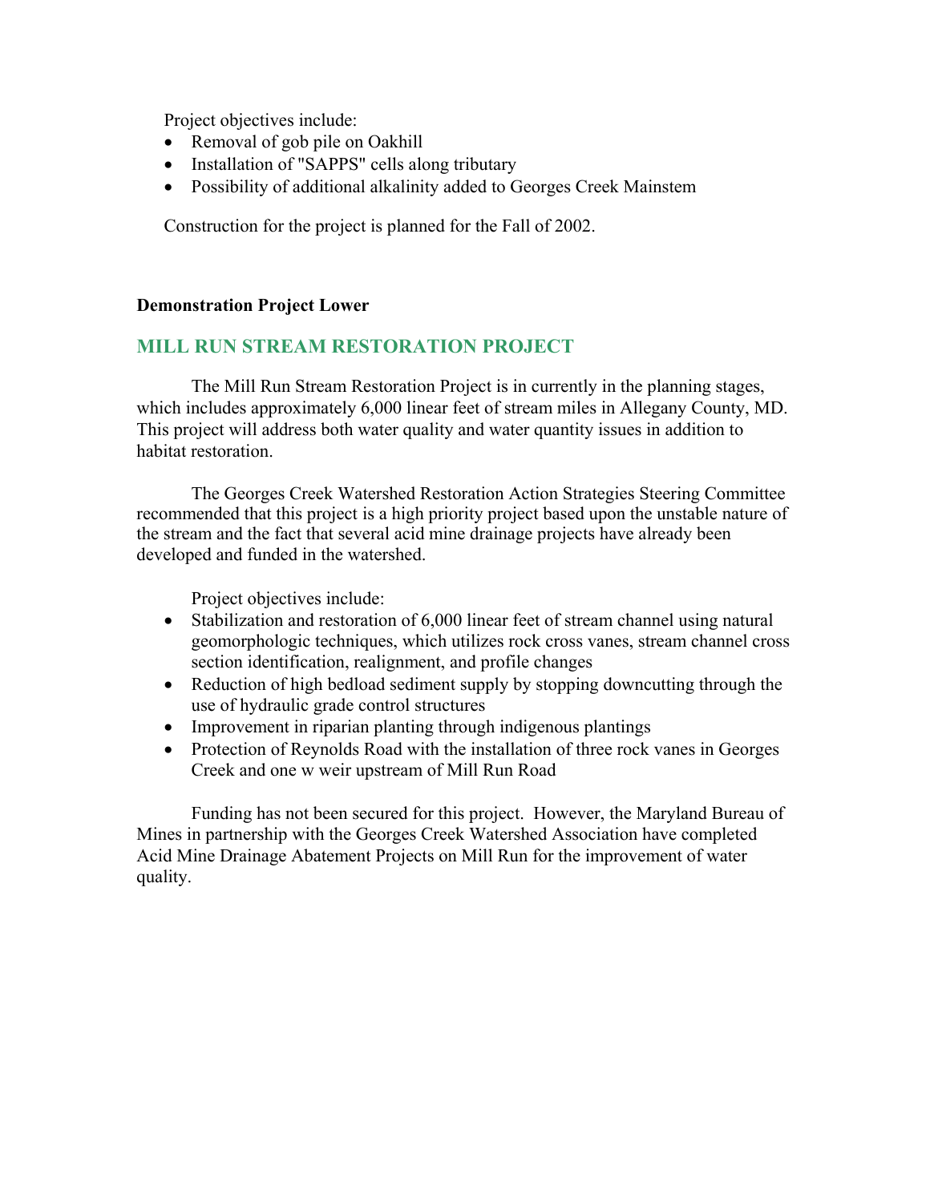Project objectives include:

- Removal of gob pile on Oakhill
- Installation of "SAPPS" cells along tributary
- Possibility of additional alkalinity added to Georges Creek Mainstem

Construction for the project is planned for the Fall of 2002.

**Demonstration Project Lower**

## MILL RUN STREAM RESTORATION PROJECT

The Mill Run Stream Restoration Project is in currently in the planning stages, which includes approximately 6,000 linear feet of stream miles in Allegany County, MD. This project will address both water quality and water quantity issues in addition to habitat restoration.

The Georges Creek Watershed Restoration Action Strategies Steering Committee recommended that this project is a high priority project based upon the unstable nature of the stream and the fact that several acid mine drainage projects have already been developed and funded in the watershed.

Project objectives include:

- Stabilization and restoration of 6,000 linear feet of stream channel using natural geomorphologic techniques, which utilizes rock cross vanes, stream channel cross section identification, realignment, and profile changes
- Reduction of high bedload sediment supply by stopping downcutting through the use of hydraulic grade control structures
- Improvement in riparian planting through indigenous plantings
- Protection of Reynolds Road with the installation of three rock vanes in Georges Creek and one w weir upstream of Mill Run Road

Funding has not been secured for this project. However, the Maryland Bureau of Mines in partnership with the Georges Creek Watershed Association have completed Acid Mine Drainage Abatement Projects on Mill Run for the improvement of water quality.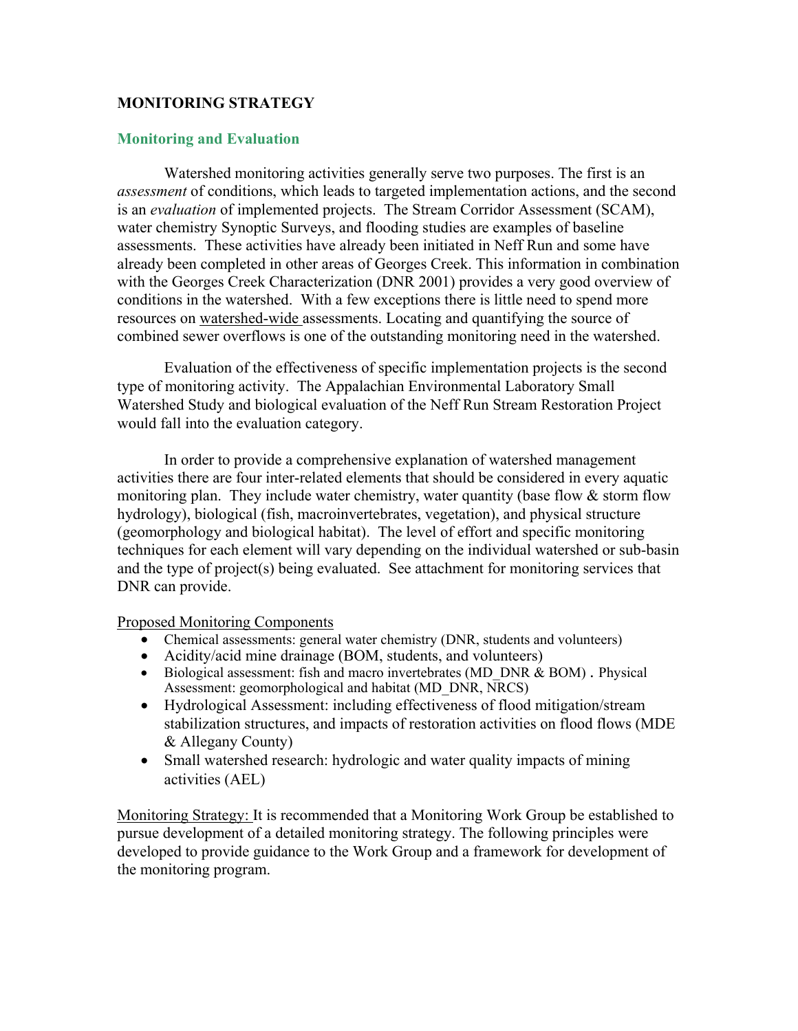## MONITORING STRATEGY

### Monitoring and Evaluation

Watershed monitoring activities generally serve two purposes. The first is an *assessment* of conditions, which leads to targeted implementation actions, and the second is an *evaluation* of implemented projects. The Stream Corridor Assessment (SCAM), water chemistry Synoptic Surveys, and flooding studies are examples of baseline assessments. These activities have already been initiated in Neff Run and some have already been completed in other areas of Georges Creek. This information in combination with the Georges Creek Characterization (DNR 2001) provides a very good overview of conditions in the watershed. With a few exceptions there is little need to spend more resources on watershed-wide assessments. Locating and quantifying the source of combined sewer overflows is one of the outstanding monitoring need in the watershed.

Evaluation of the effectiveness of specific implementation projects is the second type of monitoring activity. The Appalachian Environmental Laboratory Small Watershed Study and biological evaluation of the Neff Run Stream Restoration Project would fall into the evaluation category.

In order to provide a comprehensive explanation of watershed management activities there are four inter-related elements that should be considered in every aquatic monitoring plan. They include water chemistry, water quantity (base flow & storm flow hydrology), biological (fish, macroinvertebrates, vegetation), and physical structure (geomorphology and biological habitat). The level of effort and specific monitoring techniques for each element will vary depending on the individual watershed or sub-basin and the type of project(s) being evaluated. See attachment for monitoring services that DNR can provide.

Proposed Monitoring Components

- Chemical assessments: general water chemistry (DNR, students and volunteers)
- Acidity/acid mine drainage (BOM, students, and volunteers)
- Biological assessment: fish and macro invertebrates (MD_DNR & BOM) . Physical Assessment: geomorphological and habitat (MD_DNR, NRCS)
- Hydrological Assessment: including effectiveness of flood mitigation/stream stabilization structures, and impacts of restoration activities on flood flows (MDE & Allegany County)
- Small watershed research: hydrologic and water quality impacts of mining activities (AEL)

Monitoring Strategy: It is recommended that a Monitoring Work Group be established to pursue development of a detailed monitoring strategy. The following principles were developed to provide guidance to the Work Group and a framework for development of the monitoring program.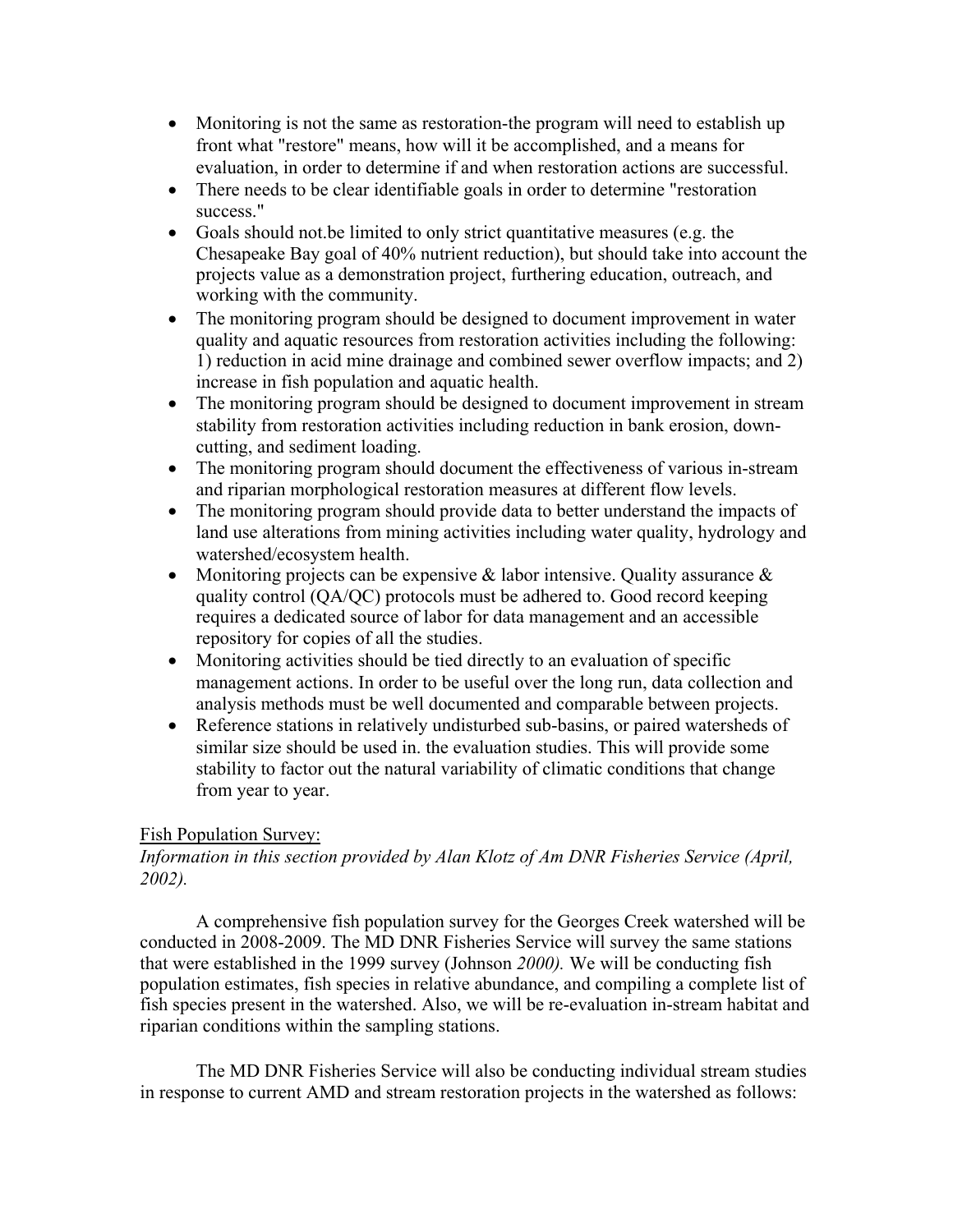- Monitoring is not the same as restoration-the program will need to establish up front what "restore" means, how will it be accomplished, and a means for evaluation, in order to determine if and when restoration actions are successful.
- There needs to be clear identifiable goals in order to determine "restoration success."
- Goals should not.be limited to only strict quantitative measures (e.g. the Chesapeake Bay goal of 40% nutrient reduction), but should take into account the projects value as a demonstration project, furthering education, outreach, and working with the community.
- The monitoring program should be designed to document improvement in water quality and aquatic resources from restoration activities including the following: 1) reduction in acid mine drainage and combined sewer overflow impacts; and 2) increase in fish population and aquatic health.
- The monitoring program should be designed to document improvement in stream stability from restoration activities including reduction in bank erosion, down-cutting, and sediment loading.
- The monitoring program should document the effectiveness of various in-stream and riparian morphological restoration measures at different flow levels.
- The monitoring program should provide data to better understand the impacts of land use alterations from mining activities including water quality, hydrology and watershed/ecosystem health.
- Monitoring projects can be expensive & labor intensive. Quality assurance & quality control (QA/QC) protocols must be adhered to. Good record keeping requires a dedicated source of labor for data management and an accessible repository for copies of all the studies.
- Monitoring activities should be tied directly to an evaluation of specific management actions. In order to be useful over the long run, data collection and analysis methods must be well documented and comparable between projects.
- Reference stations in relatively undisturbed sub-basins, or paired watersheds of similar size should be used in. the evaluation studies. This will provide some stability to factor out the natural variability of climatic conditions that change from year to year.

Fish Population Survey:

*Information in this section provided by Alan Klotz of Am DNR Fisheries Service (April, 2002).*

A comprehensive fish population survey for the Georges Creek watershed will be conducted in 2008-2009. The MD DNR Fisheries Service will survey the same stations that were established in the 1999 survey (Johnson *2000).* We will be conducting fish population estimates, fish species in relative abundance, and compiling a complete list of fish species present in the watershed. Also, we will be re-evaluation in-stream habitat and riparian conditions within the sampling stations.

The MD DNR Fisheries Service will also be conducting individual stream studies in response to current AMD and stream restoration projects in the watershed as follows: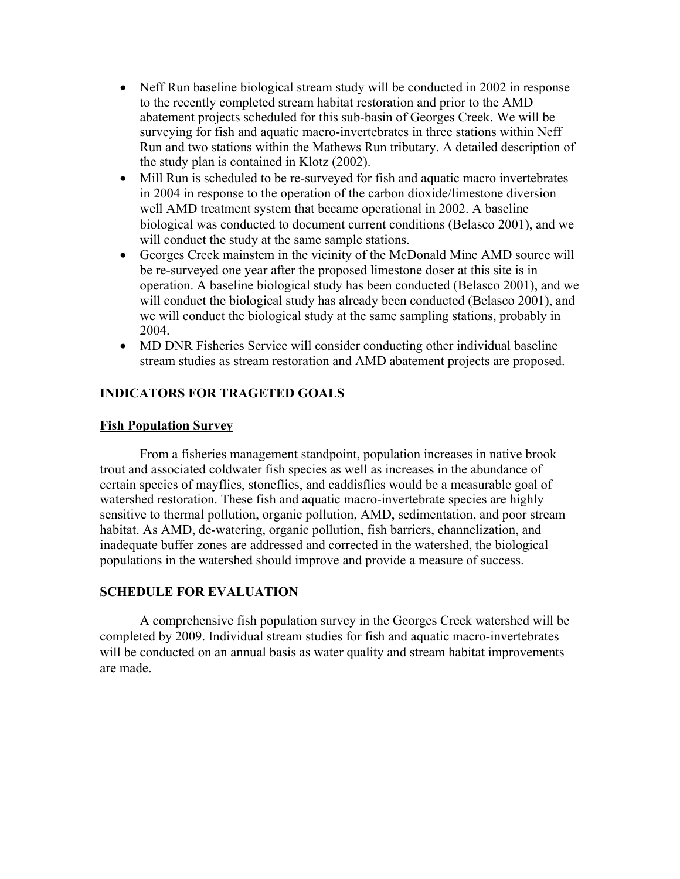- Neff Run baseline biological stream study will be conducted in 2002 in response to the recently completed stream habitat restoration and prior to the AMD abatement projects scheduled for this sub-basin of Georges Creek. We will be surveying for fish and aquatic macro-invertebrates in three stations within Neff Run and two stations within the Mathews Run tributary. A detailed description of the study plan is contained in Klotz (2002).
- Mill Run is scheduled to be re-surveyed for fish and aquatic macro invertebrates in 2004 in response to the operation of the carbon dioxide/limestone diversion well AMD treatment system that became operational in 2002. A baseline biological was conducted to document current conditions (Belasco 2001), and we will conduct the study at the same sample stations.
- Georges Creek mainstem in the vicinity of the McDonald Mine AMD source will be re-surveyed one year after the proposed limestone doser at this site is in operation. A baseline biological study has been conducted (Belasco 2001), and we will conduct the biological study has already been conducted (Belasco 2001), and we will conduct the biological study at the same sampling stations, probably in 2004.
- MD DNR Fisheries Service will consider conducting other individual baseline stream studies as stream restoration and AMD abatement projects are proposed.

## INDICATORS FOR TRAGETED GOALS

### Fish Population Survey

From a fisheries management standpoint, population increases in native brook trout and associated coldwater fish species as well as increases in the abundance of certain species of mayflies, stoneflies, and caddisflies would be a measurable goal of watershed restoration. These fish and aquatic macro-invertebrate species are highly sensitive to thermal pollution, organic pollution, AMD, sedimentation, and poor stream habitat. As AMD, de-watering, organic pollution, fish barriers, channelization, and inadequate buffer zones are addressed and corrected in the watershed, the biological populations in the watershed should improve and provide a measure of success.

## SCHEDULE FOR EVALUATION

A comprehensive fish population survey in the Georges Creek watershed will be completed by 2009. Individual stream studies for fish and aquatic macro-invertebrates will be conducted on an annual basis as water quality and stream habitat improvements are made.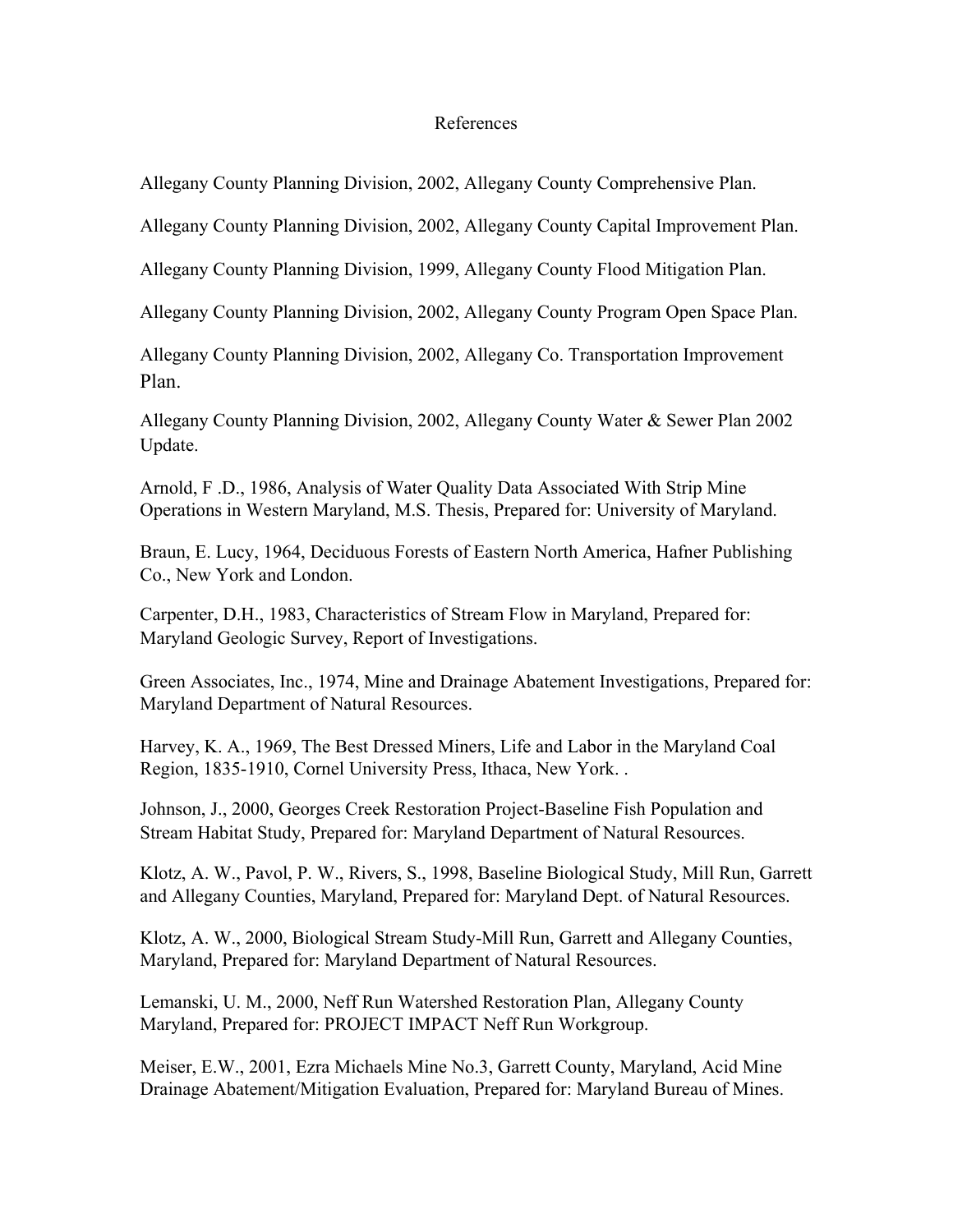# References

Allegany County Planning Division, 2002, Allegany County Comprehensive Plan.

Allegany County Planning Division, 2002, Allegany County Capital Improvement Plan.

Allegany County Planning Division, 1999, Allegany County Flood Mitigation Plan.

Allegany County Planning Division, 2002, Allegany County Program Open Space Plan.

Allegany County Planning Division, 2002, Allegany Co. Transportation Improvement Plan.

Allegany County Planning Division, 2002, Allegany County Water & Sewer Plan 2002 Update.

Arnold, F .D., 1986, Analysis of Water Quality Data Associated With Strip Mine Operations in Western Maryland, M.S. Thesis, Prepared for: University of Maryland.

Braun, E. Lucy, 1964, Deciduous Forests of Eastern North America, Hafner Publishing Co., New York and London.

Carpenter, D.H., 1983, Characteristics of Stream Flow in Maryland, Prepared for: Maryland Geologic Survey, Report of Investigations.

Green Associates, Inc., 1974, Mine and Drainage Abatement Investigations, Prepared for: Maryland Department of Natural Resources.

Harvey, K. A., 1969, The Best Dressed Miners, Life and Labor in the Maryland Coal Region, 1835-1910, Cornel University Press, Ithaca, New York. .

Johnson, J., 2000, Georges Creek Restoration Project-Baseline Fish Population and Stream Habitat Study, Prepared for: Maryland Department of Natural Resources.

Klotz, A. W., Pavol, P. W., Rivers, S., 1998, Baseline Biological Study, Mill Run, Garrett and Allegany Counties, Maryland, Prepared for: Maryland Dept. of Natural Resources.

Klotz, A. W., 2000, Biological Stream Study-Mill Run, Garrett and Allegany Counties, Maryland, Prepared for: Maryland Department of Natural Resources.

Lemanski, U. M., 2000, Neff Run Watershed Restoration Plan, Allegany County Maryland, Prepared for: PROJECT IMPACT Neff Run Workgroup.

Meiser, E.W., 2001, Ezra Michaels Mine No.3, Garrett County, Maryland, Acid Mine Drainage Abatement/Mitigation Evaluation, Prepared for: Maryland Bureau of Mines.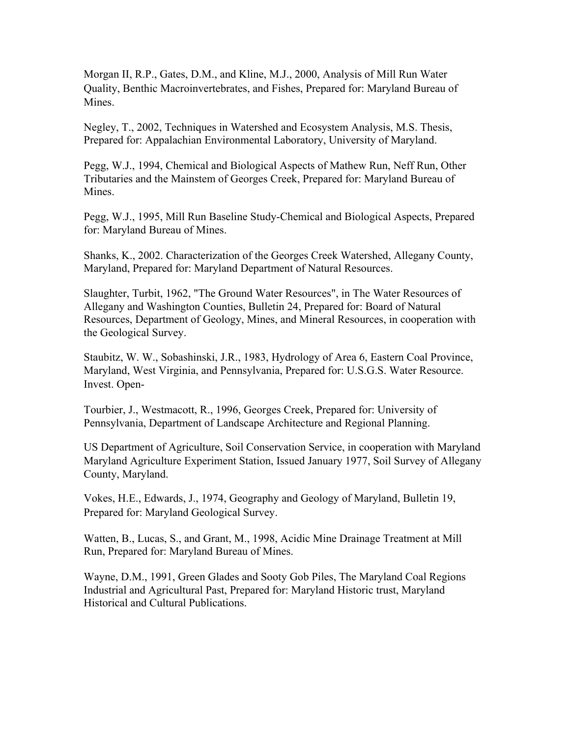Morgan II, R.P., Gates, D.M., and Kline, M.J., 2000, Analysis of Mill Run Water Quality, Benthic Macroinvertebrates, and Fishes, Prepared for: Maryland Bureau of Mines.

Negley, T., 2002, Techniques in Watershed and Ecosystem Analysis, M.S. Thesis, Prepared for: Appalachian Environmental Laboratory, University of Maryland.

Pegg, W.J., 1994, Chemical and Biological Aspects of Mathew Run, Neff Run, Other Tributaries and the Mainstem of Georges Creek, Prepared for: Maryland Bureau of Mines.

Pegg, W.J., 1995, Mill Run Baseline Study-Chemical and Biological Aspects, Prepared for: Maryland Bureau of Mines.

Shanks, K., 2002. Characterization of the Georges Creek Watershed, Allegany County, Maryland, Prepared for: Maryland Department of Natural Resources.

Slaughter, Turbit, 1962, "The Ground Water Resources", in The Water Resources of Allegany and Washington Counties, Bulletin 24, Prepared for: Board of Natural Resources, Department of Geology, Mines, and Mineral Resources, in cooperation with the Geological Survey.

Staubitz, W. W., Sobashinski, J.R., 1983, Hydrology of Area 6, Eastern Coal Province, Maryland, West Virginia, and Pennsylvania, Prepared for: U.S.G.S. Water Resource. Invest. Open-

Tourbier, J., Westmacott, R., 1996, Georges Creek, Prepared for: University of Pennsylvania, Department of Landscape Architecture and Regional Planning.

US Department of Agriculture, Soil Conservation Service, in cooperation with Maryland Maryland Agriculture Experiment Station, Issued January 1977, Soil Survey of Allegany County, Maryland.

Vokes, H.E., Edwards, J., 1974, Geography and Geology of Maryland, Bulletin 19, Prepared for: Maryland Geological Survey.

Watten, B., Lucas, S., and Grant, M., 1998, Acidic Mine Drainage Treatment at Mill Run, Prepared for: Maryland Bureau of Mines.

Wayne, D.M., 1991, Green Glades and Sooty Gob Piles, The Maryland Coal Regions Industrial and Agricultural Past, Prepared for: Maryland Historic trust, Maryland Historical and Cultural Publications.